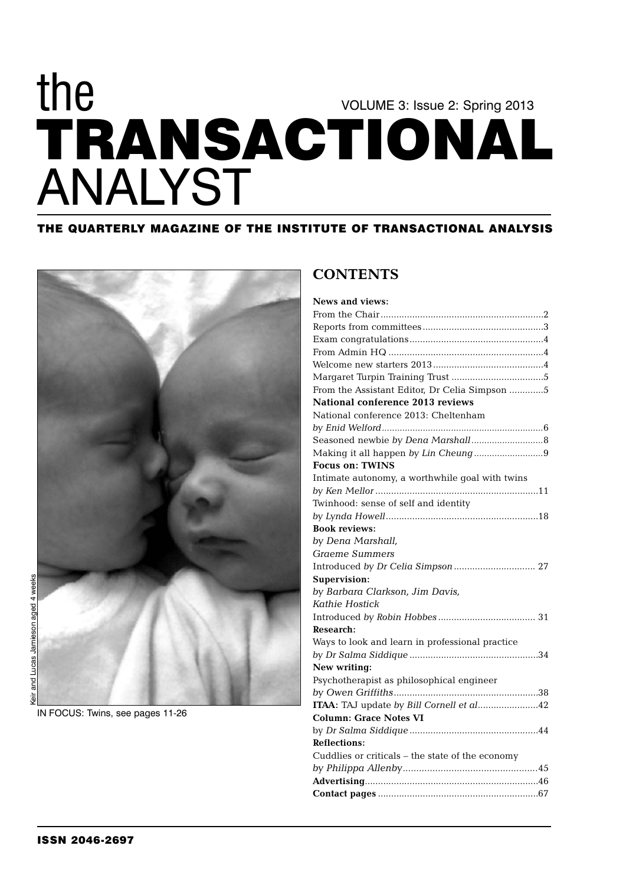# the TRANSACTIONAL ANALYST

VOLUME 3: Issue 2: Spring 2013

**THE QUARTERLY MAGAZINE OF THE INSTITUTE OF TRANSACTIONAL ANALYSIS**

Keir and Lucas Jamieson aged 4 weeks

IN FOCUS: Twins, see pages 11-26

## CONTENTS

**News and views:**

From the Chair ....... 2
Reports from committees ....... 3
Exam congratulations ....... 4
From Admin HQ ....... 4
Welcome new starters 2013 ....... 4
Margaret Turpin Training Trust ....... 5
From the Assistant Editor, Dr Celia Simpson ....... 5

**National conference 2013 reviews**

National conference 2013: Cheltenham *by Enid Welford* ....... 6
Seasoned newbie *by Dena Marshall* ....... 8
Making it all happen *by Lin Cheung* ....... 9

**Focus on: TWINS**

Intimate autonomy, a worthwhile goal with twins *by Ken Mellor* ....... 11
Twinhood: sense of self and identity *by Lynda Howell* ....... 18

**Book reviews:**

*by Dena Marshall, Graeme Summers*
Introduced *by Dr Celia Simpson* ....... 27

**Supervision:**

*by Barbara Clarkson, Jim Davis, Kathie Hostick*
Introduced *by Robin Hobbes* ....... 31

**Research:**

Ways to look and learn in professional practice *by Dr Salma Siddique* ....... 34

**New writing:**

Psychotherapist as philosophical engineer *by Owen Griffiths* ....... 38

**ITAA:** TAJ update *by Bill Cornell et al* ....... 42

**Column: Grace Notes VI**

by *Dr Salma Siddique* ....... 44

**Reflections:**

Cuddlies or criticals – the state of the economy *by Philippa Allenby* ....... 45

**Advertising** ....... 46

**Contact pages** ....... 67

**ISSN 2046-2697**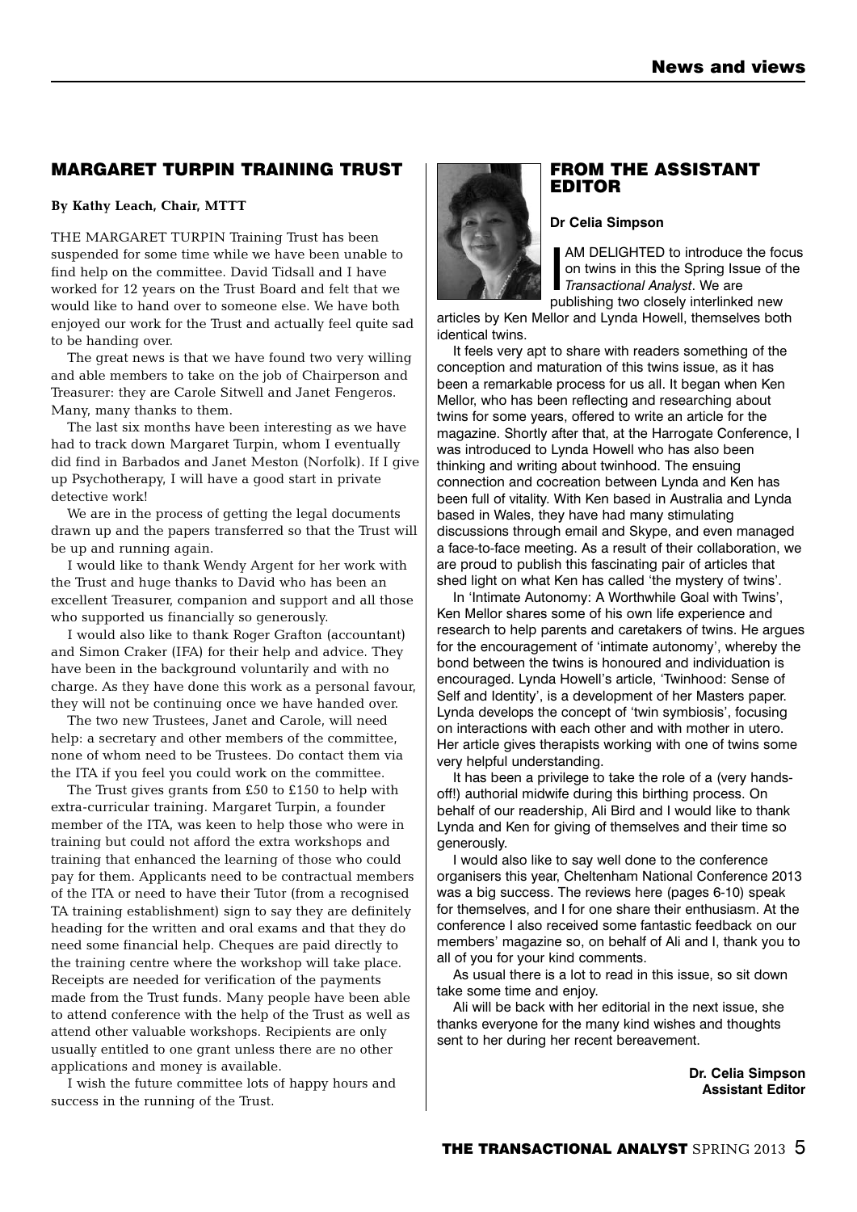## MARGARET TURPIN TRAINING TRUST

**By Kathy Leach, Chair, MTTT**

THE MARGARET TURPIN Training Trust has been suspended for some time while we have been unable to find help on the committee. David Tidsall and I have worked for 12 years on the Trust Board and felt that we would like to hand over to someone else. We have both enjoyed our work for the Trust and actually feel quite sad to be handing over.

The great news is that we have found two very willing and able members to take on the job of Chairperson and Treasurer: they are Carole Sitwell and Janet Fengeros. Many, many thanks to them.

The last six months have been interesting as we have had to track down Margaret Turpin, whom I eventually did find in Barbados and Janet Meston (Norfolk). If I give up Psychotherapy, I will have a good start in private detective work!

We are in the process of getting the legal documents drawn up and the papers transferred so that the Trust will be up and running again.

I would like to thank Wendy Argent for her work with the Trust and huge thanks to David who has been an excellent Treasurer, companion and support and all those who supported us financially so generously.

I would also like to thank Roger Grafton (accountant) and Simon Craker (IFA) for their help and advice. They have been in the background voluntarily and with no charge. As they have done this work as a personal favour, they will not be continuing once we have handed over.

The two new Trustees, Janet and Carole, will need help: a secretary and other members of the committee, none of whom need to be Trustees. Do contact them via the ITA if you feel you could work on the committee.

The Trust gives grants from £50 to £150 to help with extra-curricular training. Margaret Turpin, a founder member of the ITA, was keen to help those who were in training but could not afford the extra workshops and training that enhanced the learning of those who could pay for them. Applicants need to be contractual members of the ITA or need to have their Tutor (from a recognised TA training establishment) sign to say they are definitely heading for the written and oral exams and that they do need some financial help. Cheques are paid directly to the training centre where the workshop will take place. Receipts are needed for verification of the payments made from the Trust funds. Many people have been able to attend conference with the help of the Trust as well as attend other valuable workshops. Recipients are only usually entitled to one grant unless there are no other applications and money is available.

I wish the future committee lots of happy hours and success in the running of the Trust.

## FROM THE ASSISTANT EDITOR

**Dr Celia Simpson**

I AM DELIGHTED to introduce the focus on twins in this the Spring Issue of the *Transactional Analyst*. We are publishing two closely interlinked new articles by Ken Mellor and Lynda Howell, themselves both identical twins.

It feels very apt to share with readers something of the conception and maturation of this twins issue, as it has been a remarkable process for us all. It began when Ken Mellor, who has been reflecting and researching about twins for some years, offered to write an article for the magazine. Shortly after that, at the Harrogate Conference, I was introduced to Lynda Howell who has also been thinking and writing about twinhood. The ensuing connection and cocreation between Lynda and Ken has been full of vitality. With Ken based in Australia and Lynda based in Wales, they have had many stimulating discussions through email and Skype, and even managed a face-to-face meeting. As a result of their collaboration, we are proud to publish this fascinating pair of articles that shed light on what Ken has called 'the mystery of twins'.

In 'Intimate Autonomy: A Worthwhile Goal with Twins', Ken Mellor shares some of his own life experience and research to help parents and caretakers of twins. He argues for the encouragement of 'intimate autonomy', whereby the bond between the twins is honoured and individuation is encouraged. Lynda Howell's article, 'Twinhood: Sense of Self and Identity', is a development of her Masters paper. Lynda develops the concept of 'twin symbiosis', focusing on interactions with each other and with mother in utero. Her article gives therapists working with one of twins some very helpful understanding.

It has been a privilege to take the role of a (very hands-off!) authorial midwife during this birthing process. On behalf of our readership, Ali Bird and I would like to thank Lynda and Ken for giving of themselves and their time so generously.

I would also like to say well done to the conference organisers this year, Cheltenham National Conference 2013 was a big success. The reviews here (pages 6-10) speak for themselves, and I for one share their enthusiasm. At the conference I also received some fantastic feedback on our members' magazine so, on behalf of Ali and I, thank you to all of you for your kind comments.

As usual there is a lot to read in this issue, so sit down take some time and enjoy.

Ali will be back with her editorial in the next issue, she thanks everyone for the many kind wishes and thoughts sent to her during her recent bereavement.

**Dr. Celia Simpson**
**Assistant Editor**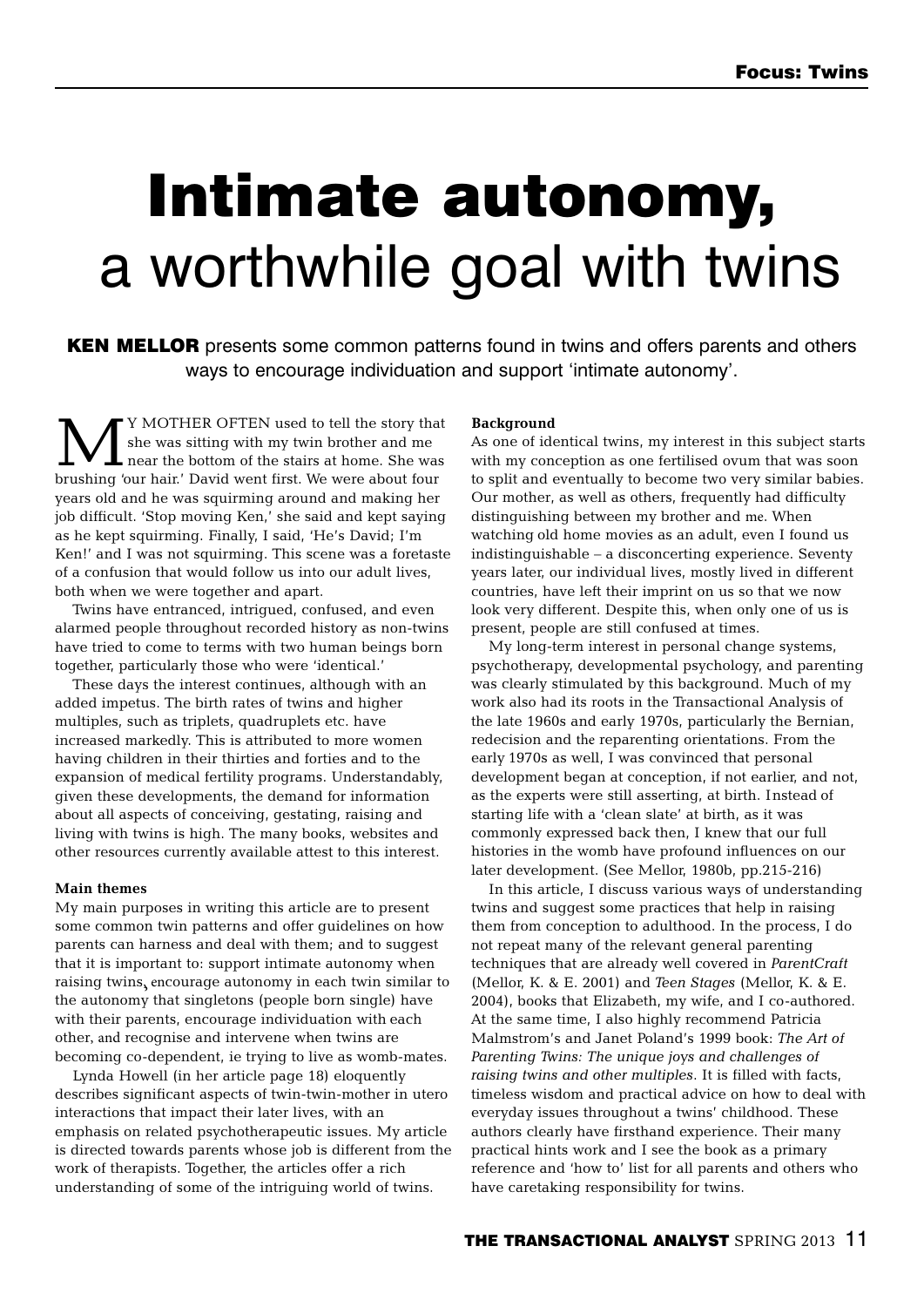# Intimate autonomy, a worthwhile goal with twins

**KEN MELLOR** presents some common patterns found in twins and offers parents and others ways to encourage individuation and support 'intimate autonomy'.

MY MOTHER OFTEN used to tell the story that she was sitting with my twin brother and me near the bottom of the stairs at home. She was brushing 'our hair.' David went first. We were about four years old and he was squirming around and making her job difficult. 'Stop moving Ken,' she said and kept saying as he kept squirming. Finally, I said, 'He's David; I'm Ken!' and I was not squirming. This scene was a foretaste of a confusion that would follow us into our adult lives, both when we were together and apart.

Twins have entranced, intrigued, confused, and even alarmed people throughout recorded history as non-twins have tried to come to terms with two human beings born together, particularly those who were 'identical.'

These days the interest continues, although with an added impetus. The birth rates of twins and higher multiples, such as triplets, quadruplets etc. have increased markedly. This is attributed to more women having children in their thirties and forties and to the expansion of medical fertility programs. Understandably, given these developments, the demand for information about all aspects of conceiving, gestating, raising and living with twins is high. The many books, websites and other resources currently available attest to this interest.

### Main themes

My main purposes in writing this article are to present some common twin patterns and offer guidelines on how parents can harness and deal with them; and to suggest that it is important to: support intimate autonomy when raising twins, encourage autonomy in each twin similar to the autonomy that singletons (people born single) have with their parents, encourage individuation with each other, and recognise and intervene when twins are becoming co-dependent, ie trying to live as womb-mates.

Lynda Howell (in her article page 18) eloquently describes significant aspects of twin-twin-mother in utero interactions that impact their later lives, with an emphasis on related psychotherapeutic issues. My article is directed towards parents whose job is different from the work of therapists. Together, the articles offer a rich understanding of some of the intriguing world of twins.

### Background

As one of identical twins, my interest in this subject starts with my conception as one fertilised ovum that was soon to split and eventually to become two very similar babies. Our mother, as well as others, frequently had difficulty distinguishing between my brother and me. When watching old home movies as an adult, even I found us indistinguishable – a disconcerting experience. Seventy years later, our individual lives, mostly lived in different countries, have left their imprint on us so that we now look very different. Despite this, when only one of us is present, people are still confused at times.

My long-term interest in personal change systems, psychotherapy, developmental psychology, and parenting was clearly stimulated by this background. Much of my work also had its roots in the Transactional Analysis of the late 1960s and early 1970s, particularly the Bernian, redecision and the reparenting orientations. From the early 1970s as well, I was convinced that personal development began at conception, if not earlier, and not, as the experts were still asserting, at birth. Instead of starting life with a 'clean slate' at birth, as it was commonly expressed back then, I knew that our full histories in the womb have profound influences on our later development. (See Mellor, 1980b, pp.215-216)

In this article, I discuss various ways of understanding twins and suggest some practices that help in raising them from conception to adulthood. In the process, I do not repeat many of the relevant general parenting techniques that are already well covered in *ParentCraft* (Mellor, K. & E. 2001) and *Teen Stages* (Mellor, K. & E. 2004), books that Elizabeth, my wife, and I co-authored. At the same time, I also highly recommend Patricia Malmstrom's and Janet Poland's 1999 book: *The Art of Parenting Twins: The unique joys and challenges of raising twins and other multiples*. It is filled with facts, timeless wisdom and practical advice on how to deal with everyday issues throughout a twins' childhood. These authors clearly have firsthand experience. Their many practical hints work and I see the book as a primary reference and 'how to' list for all parents and others who have caretaking responsibility for twins.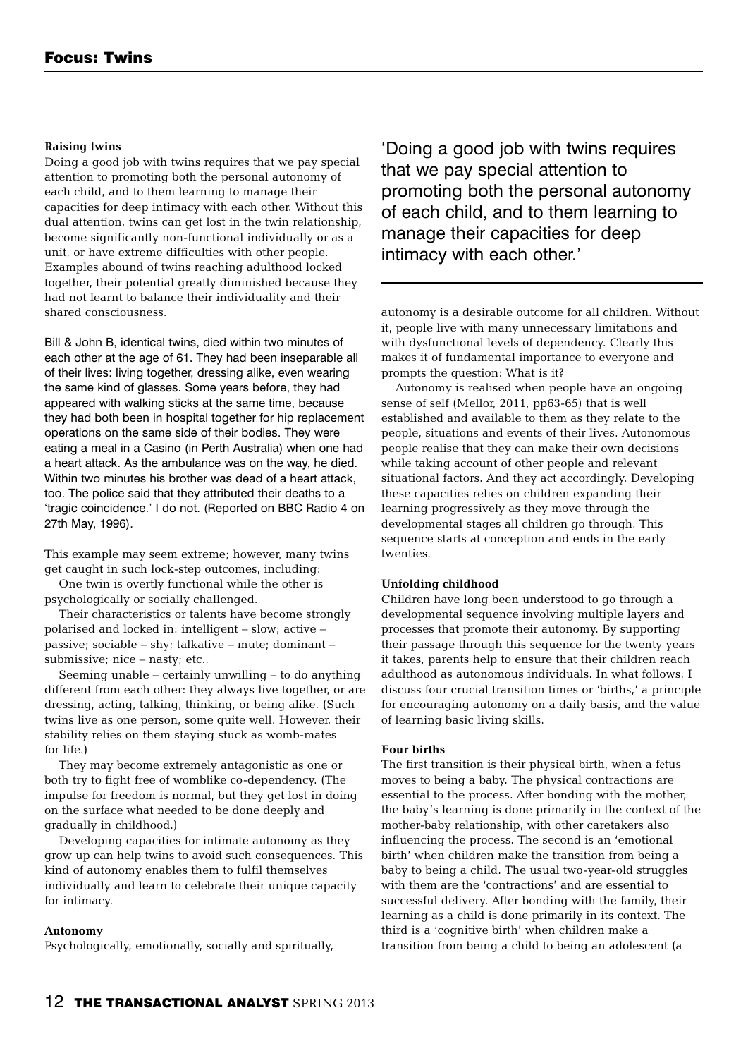## Focus: Twins

### Raising twins

Doing a good job with twins requires that we pay special attention to promoting both the personal autonomy of each child, and to them learning to manage their capacities for deep intimacy with each other. Without this dual attention, twins can get lost in the twin relationship, become significantly non-functional individually or as a unit, or have extreme difficulties with other people. Examples abound of twins reaching adulthood locked together, their potential greatly diminished because they had not learnt to balance their individuality and their shared consciousness.

Bill & John B, identical twins, died within two minutes of each other at the age of 61. They had been inseparable all of their lives: living together, dressing alike, even wearing the same kind of glasses. Some years before, they had appeared with walking sticks at the same time, because they had both been in hospital together for hip replacement operations on the same side of their bodies. They were eating a meal in a Casino (in Perth Australia) when one had a heart attack. As the ambulance was on the way, he died. Within two minutes his brother was dead of a heart attack, too. The police said that they attributed their deaths to a 'tragic coincidence.' I do not. (Reported on BBC Radio 4 on 27th May, 1996).

This example may seem extreme; however, many twins get caught in such lock-step outcomes, including:

One twin is overtly functional while the other is psychologically or socially challenged.

Their characteristics or talents have become strongly polarised and locked in: intelligent – slow; active – passive; sociable – shy; talkative – mute; dominant – submissive; nice – nasty; etc..

Seeming unable – certainly unwilling – to do anything different from each other: they always live together, or are dressing, acting, talking, thinking, or being alike. (Such twins live as one person, some quite well. However, their stability relies on them staying stuck as womb-mates for life.)

They may become extremely antagonistic as one or both try to fight free of womblike co-dependency. (The impulse for freedom is normal, but they get lost in doing on the surface what needed to be done deeply and gradually in childhood.)

Developing capacities for intimate autonomy as they grow up can help twins to avoid such consequences. This kind of autonomy enables them to fulfil themselves individually and learn to celebrate their unique capacity for intimacy.

### Autonomy

Psychologically, emotionally, socially and spiritually, autonomy is a desirable outcome for all children. Without it, people live with many unnecessary limitations and with dysfunctional levels of dependency. Clearly this makes it of fundamental importance to everyone and prompts the question: What is it?

Autonomy is realised when people have an ongoing sense of self (Mellor, 2011, pp63-65) that is well established and available to them as they relate to the people, situations and events of their lives. Autonomous people realise that they can make their own decisions while taking account of other people and relevant situational factors. And they act accordingly. Developing these capacities relies on children expanding their learning progressively as they move through the developmental stages all children go through. This sequence starts at conception and ends in the early twenties.

### Unfolding childhood

Children have long been understood to go through a developmental sequence involving multiple layers and processes that promote their autonomy. By supporting their passage through this sequence for the twenty years it takes, parents help to ensure that their children reach adulthood as autonomous individuals. In what follows, I discuss four crucial transition times or 'births,' a principle for encouraging autonomy on a daily basis, and the value of learning basic living skills.

### Four births

The first transition is their physical birth, when a fetus moves to being a baby. The physical contractions are essential to the process. After bonding with the mother, the baby's learning is done primarily in the context of the mother-baby relationship, with other caretakers also influencing the process. The second is an 'emotional birth' when children make the transition from being a baby to being a child. The usual two-year-old struggles with them are the 'contractions' and are essential to successful delivery. After bonding with the family, their learning as a child is done primarily in its context. The third is a 'cognitive birth' when children make a transition from being a child to being an adolescent (a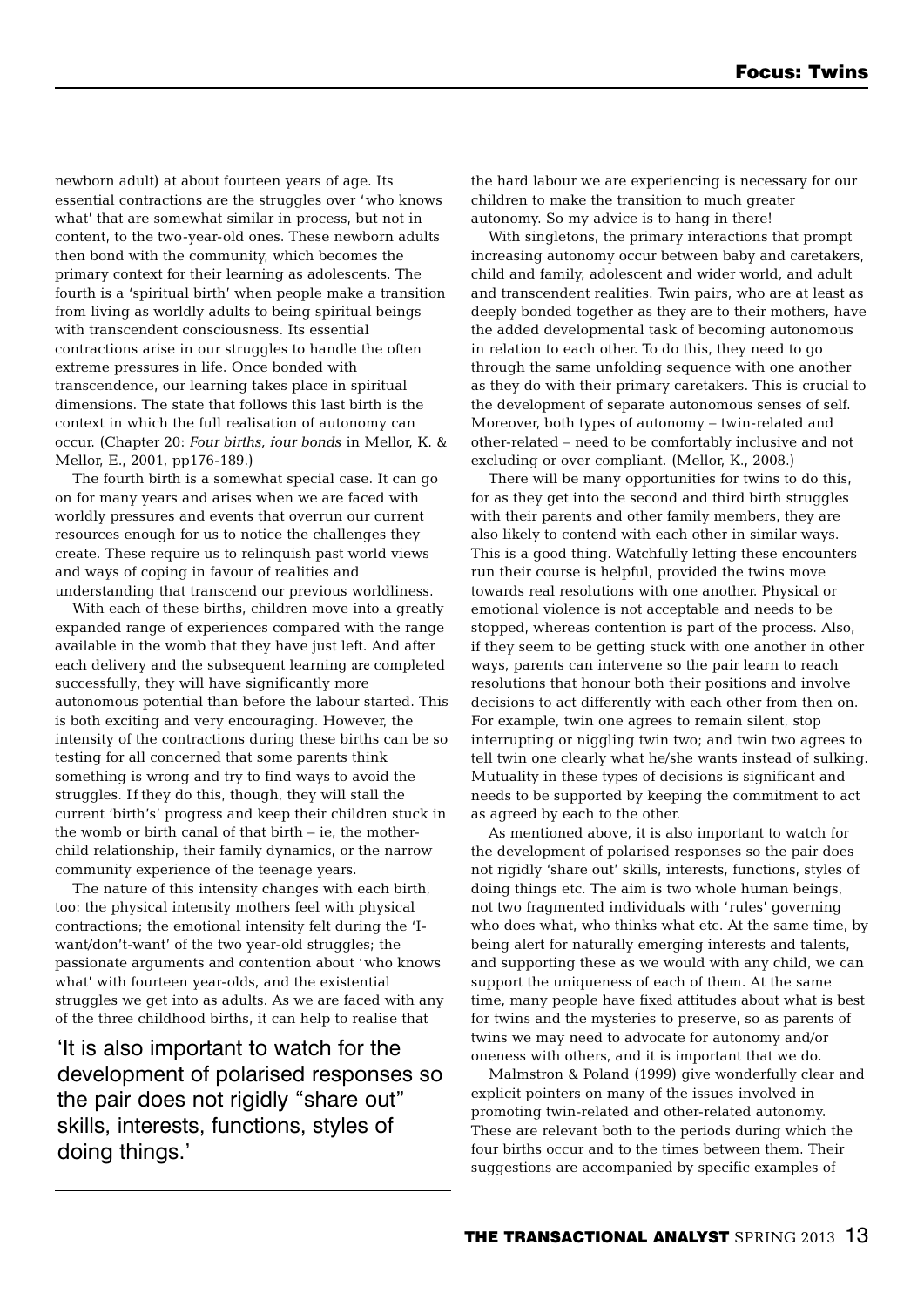newborn adult) at about fourteen years of age. Its essential contractions are the struggles over 'who knows what' that are somewhat similar in process, but not in content, to the two-year-old ones. These newborn adults then bond with the community, which becomes the primary context for their learning as adolescents. The fourth is a 'spiritual birth' when people make a transition from living as worldly adults to being spiritual beings with transcendent consciousness. Its essential contractions arise in our struggles to handle the often extreme pressures in life. Once bonded with transcendence, our learning takes place in spiritual dimensions. The state that follows this last birth is the context in which the full realisation of autonomy can occur. (Chapter 20: *Four births, four bonds* in Mellor, K. & Mellor, E., 2001, pp176-189.)

The fourth birth is a somewhat special case. It can go on for many years and arises when we are faced with worldly pressures and events that overrun our current resources enough for us to notice the challenges they create. These require us to relinquish past world views and ways of coping in favour of realities and understanding that transcend our previous worldliness.

With each of these births, children move into a greatly expanded range of experiences compared with the range available in the womb that they have just left. And after each delivery and the subsequent learning are completed successfully, they will have significantly more autonomous potential than before the labour started. This is both exciting and very encouraging. However, the intensity of the contractions during these births can be so testing for all concerned that some parents think something is wrong and try to find ways to avoid the struggles. If they do this, though, they will stall the current 'birth's' progress and keep their children stuck in the womb or birth canal of that birth – ie, the mother-child relationship, their family dynamics, or the narrow community experience of the teenage years.

The nature of this intensity changes with each birth, too: the physical intensity mothers feel with physical contractions; the emotional intensity felt during the 'I-want/don't-want' of the two year-old struggles; the passionate arguments and contention about 'who knows what' with fourteen year-olds, and the existential struggles we get into as adults. As we are faced with any of the three childhood births, it can help to realise that the hard labour we are experiencing is necessary for our children to make the transition to much greater autonomy. So my advice is to hang in there!

With singletons, the primary interactions that prompt increasing autonomy occur between baby and caretakers, child and family, adolescent and wider world, and adult and transcendent realities. Twin pairs, who are at least as deeply bonded together as they are to their mothers, have the added developmental task of becoming autonomous in relation to each other. To do this, they need to go through the same unfolding sequence with one another as they do with their primary caretakers. This is crucial to the development of separate autonomous senses of self. Moreover, both types of autonomy – twin-related and other-related – need to be comfortably inclusive and not excluding or over compliant. (Mellor, K., 2008.)

There will be many opportunities for twins to do this, for as they get into the second and third birth struggles with their parents and other family members, they are also likely to contend with each other in similar ways. This is a good thing. Watchfully letting these encounters run their course is helpful, provided the twins move towards real resolutions with one another. Physical or emotional violence is not acceptable and needs to be stopped, whereas contention is part of the process. Also, if they seem to be getting stuck with one another in other ways, parents can intervene so the pair learn to reach resolutions that honour both their positions and involve decisions to act differently with each other from then on. For example, twin one agrees to remain silent, stop interrupting or niggling twin two; and twin two agrees to tell twin one clearly what he/she wants instead of sulking. Mutuality in these types of decisions is significant and needs to be supported by keeping the commitment to act as agreed by each to the other.

As mentioned above, it is also important to watch for the development of polarised responses so the pair does not rigidly 'share out' skills, interests, functions, styles of doing things etc. The aim is two whole human beings, not two fragmented individuals with 'rules' governing who does what, who thinks what etc. At the same time, by being alert for naturally emerging interests and talents, and supporting these as we would with any child, we can support the uniqueness of each of them. At the same time, many people have fixed attitudes about what is best for twins and the mysteries to preserve, so as parents of twins we may need to advocate for autonomy and/or oneness with others, and it is important that we do.

Malmstron & Poland (1999) give wonderfully clear and explicit pointers on many of the issues involved in promoting twin-related and other-related autonomy. These are relevant both to the periods during which the four births occur and to the times between them. Their suggestions are accompanied by specific examples of

> 'It is also important to watch for the development of polarised responses so the pair does not rigidly "share out" skills, interests, functions, styles of doing things.'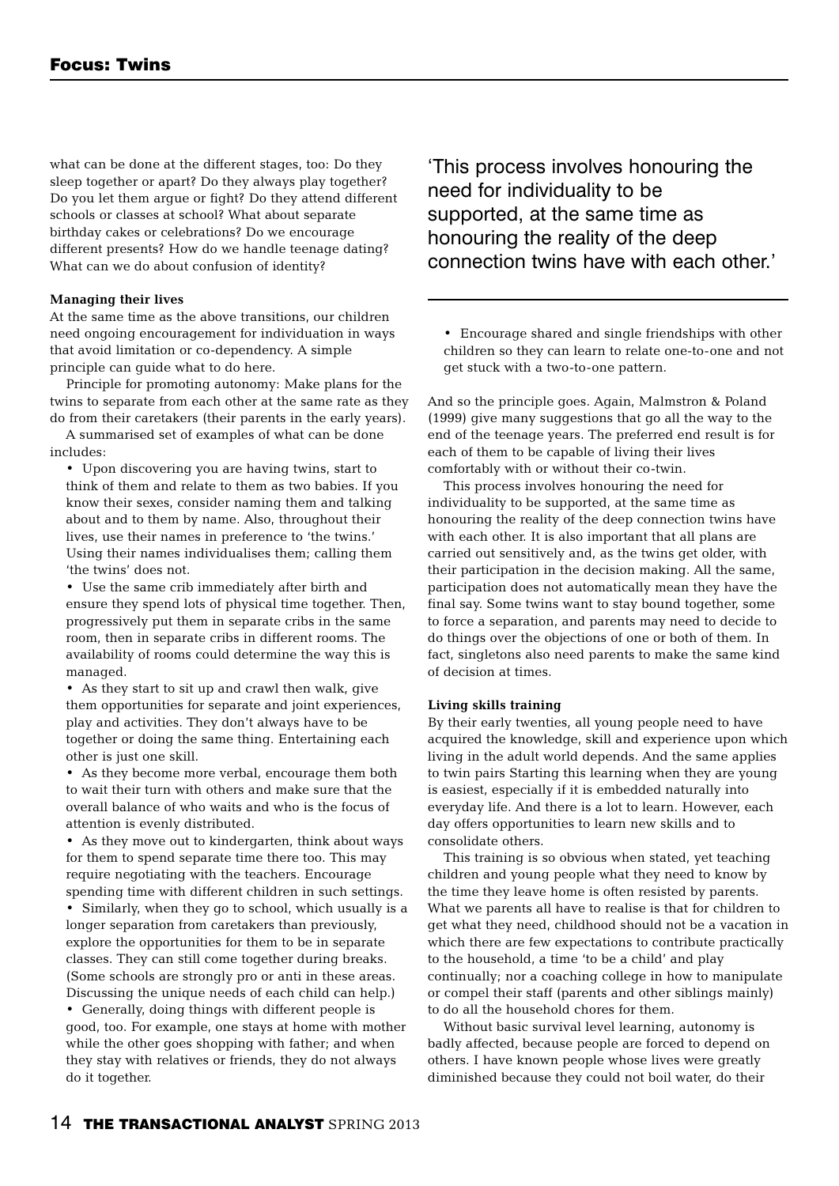what can be done at the different stages, too: Do they sleep together or apart? Do they always play together? Do you let them argue or fight? Do they attend different schools or classes at school? What about separate birthday cakes or celebrations? Do we encourage different presents? How do we handle teenage dating? What can we do about confusion of identity?

**Managing their lives**

At the same time as the above transitions, our children need ongoing encouragement for individuation in ways that avoid limitation or co-dependency. A simple principle can guide what to do here.

Principle for promoting autonomy: Make plans for the twins to separate from each other at the same rate as they do from their caretakers (their parents in the early years).

A summarised set of examples of what can be done includes:

- Upon discovering you are having twins, start to think of them and relate to them as two babies. If you know their sexes, consider naming them and talking about and to them by name. Also, throughout their lives, use their names in preference to 'the twins.' Using their names individualises them; calling them 'the twins' does not.
- Use the same crib immediately after birth and ensure they spend lots of physical time together. Then, progressively put them in separate cribs in the same room, then in separate cribs in different rooms. The availability of rooms could determine the way this is managed.
- As they start to sit up and crawl then walk, give them opportunities for separate and joint experiences, play and activities. They don't always have to be together or doing the same thing. Entertaining each other is just one skill.
- As they become more verbal, encourage them both to wait their turn with others and make sure that the overall balance of who waits and who is the focus of attention is evenly distributed.
- As they move out to kindergarten, think about ways for them to spend separate time there too. This may require negotiating with the teachers. Encourage spending time with different children in such settings.
- Similarly, when they go to school, which usually is a longer separation from caretakers than previously, explore the opportunities for them to be in separate classes. They can still come together during breaks. (Some schools are strongly pro or anti in these areas. Discussing the unique needs of each child can help.)
- Generally, doing things with different people is good, too. For example, one stays at home with mother while the other goes shopping with father; and when they stay with relatives or friends, they do not always do it together.

> 'This process involves honouring the need for individuality to be supported, at the same time as honouring the reality of the deep connection twins have with each other.'

- Encourage shared and single friendships with other children so they can learn to relate one-to-one and not get stuck with a two-to-one pattern.

And so the principle goes. Again, Malmstron & Poland (1999) give many suggestions that go all the way to the end of the teenage years. The preferred end result is for each of them to be capable of living their lives comfortably with or without their co-twin.

This process involves honouring the need for individuality to be supported, at the same time as honouring the reality of the deep connection twins have with each other. It is also important that all plans are carried out sensitively and, as the twins get older, with their participation in the decision making. All the same, participation does not automatically mean they have the final say. Some twins want to stay bound together, some to force a separation, and parents may need to decide to do things over the objections of one or both of them. In fact, singletons also need parents to make the same kind of decision at times.

**Living skills training**

By their early twenties, all young people need to have acquired the knowledge, skill and experience upon which living in the adult world depends. And the same applies to twin pairs Starting this learning when they are young is easiest, especially if it is embedded naturally into everyday life. And there is a lot to learn. However, each day offers opportunities to learn new skills and to consolidate others.

This training is so obvious when stated, yet teaching children and young people what they need to know by the time they leave home is often resisted by parents. What we parents all have to realise is that for children to get what they need, childhood should not be a vacation in which there are few expectations to contribute practically to the household, a time 'to be a child' and play continually; nor a coaching college in how to manipulate or compel their staff (parents and other siblings mainly) to do all the household chores for them.

Without basic survival level learning, autonomy is badly affected, because people are forced to depend on others. I have known people whose lives were greatly diminished because they could not boil water, do their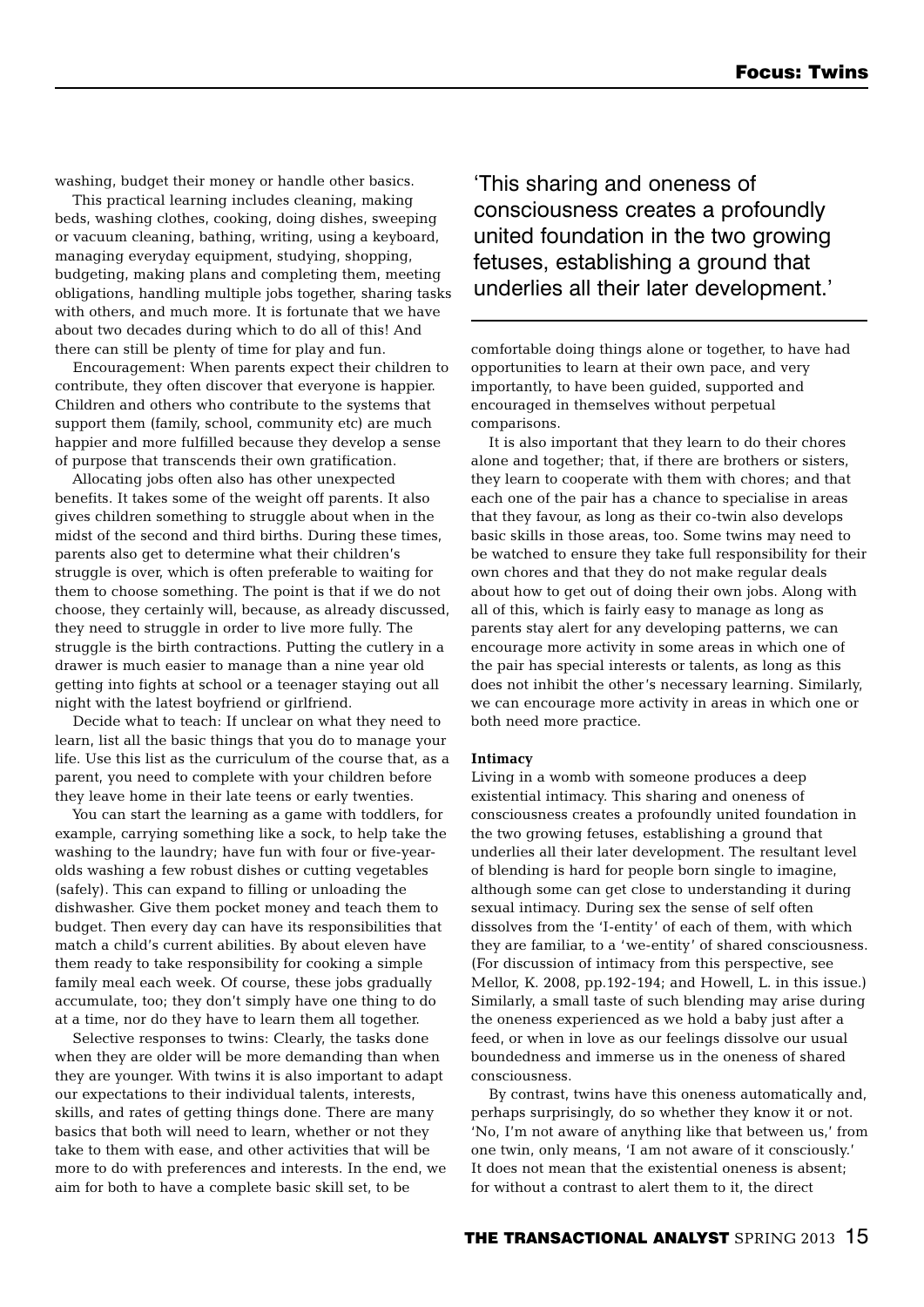washing, budget their money or handle other basics.

This practical learning includes cleaning, making beds, washing clothes, cooking, doing dishes, sweeping or vacuum cleaning, bathing, writing, using a keyboard, managing everyday equipment, studying, shopping, budgeting, making plans and completing them, meeting obligations, handling multiple jobs together, sharing tasks with others, and much more. It is fortunate that we have about two decades during which to do all of this! And there can still be plenty of time for play and fun.

Encouragement: When parents expect their children to contribute, they often discover that everyone is happier. Children and others who contribute to the systems that support them (family, school, community etc) are much happier and more fulfilled because they develop a sense of purpose that transcends their own gratification.

Allocating jobs often also has other unexpected benefits. It takes some of the weight off parents. It also gives children something to struggle about when in the midst of the second and third births. During these times, parents also get to determine what their children's struggle is over, which is often preferable to waiting for them to choose something. The point is that if we do not choose, they certainly will, because, as already discussed, they need to struggle in order to live more fully. The struggle is the birth contractions. Putting the cutlery in a drawer is much easier to manage than a nine year old getting into fights at school or a teenager staying out all night with the latest boyfriend or girlfriend.

Decide what to teach: If unclear on what they need to learn, list all the basic things that you do to manage your life. Use this list as the curriculum of the course that, as a parent, you need to complete with your children before they leave home in their late teens or early twenties.

You can start the learning as a game with toddlers, for example, carrying something like a sock, to help take the washing to the laundry; have fun with four or five-year-olds washing a few robust dishes or cutting vegetables (safely). This can expand to filling or unloading the dishwasher. Give them pocket money and teach them to budget. Then every day can have its responsibilities that match a child's current abilities. By about eleven have them ready to take responsibility for cooking a simple family meal each week. Of course, these jobs gradually accumulate, too; they don't simply have one thing to do at a time, nor do they have to learn them all together.

Selective responses to twins: Clearly, the tasks done when they are older will be more demanding than when they are younger. With twins it is also important to adapt our expectations to their individual talents, interests, skills, and rates of getting things done. There are many basics that both will need to learn, whether or not they take to them with ease, and other activities that will be more to do with preferences and interests. In the end, we aim for both to have a complete basic skill set, to be comfortable doing things alone or together, to have had opportunities to learn at their own pace, and very importantly, to have been guided, supported and encouraged in themselves without perpetual comparisons.

It is also important that they learn to do their chores alone and together; that, if there are brothers or sisters, they learn to cooperate with them with chores; and that each one of the pair has a chance to specialise in areas that they favour, as long as their co-twin also develops basic skills in those areas, too. Some twins may need to be watched to ensure they take full responsibility for their own chores and that they do not make regular deals about how to get out of doing their own jobs. Along with all of this, which is fairly easy to manage as long as parents stay alert for any developing patterns, we can encourage more activity in some areas in which one of the pair has special interests or talents, as long as this does not inhibit the other's necessary learning. Similarly, we can encourage more activity in areas in which one or both need more practice.

> 'This sharing and oneness of consciousness creates a profoundly united foundation in the two growing fetuses, establishing a ground that underlies all their later development.'

### Intimacy

Living in a womb with someone produces a deep existential intimacy. This sharing and oneness of consciousness creates a profoundly united foundation in the two growing fetuses, establishing a ground that underlies all their later development. The resultant level of blending is hard for people born single to imagine, although some can get close to understanding it during sexual intimacy. During sex the sense of self often dissolves from the 'I-entity' of each of them, with which they are familiar, to a 'we-entity' of shared consciousness. (For discussion of intimacy from this perspective, see Mellor, K. 2008, pp.192-194; and Howell, L. in this issue.) Similarly, a small taste of such blending may arise during the oneness experienced as we hold a baby just after a feed, or when in love as our feelings dissolve our usual boundedness and immerse us in the oneness of shared consciousness.

By contrast, twins have this oneness automatically and, perhaps surprisingly, do so whether they know it or not. 'No, I'm not aware of anything like that between us,' from one twin, only means, 'I am not aware of it consciously.' It does not mean that the existential oneness is absent; for without a contrast to alert them to it, the direct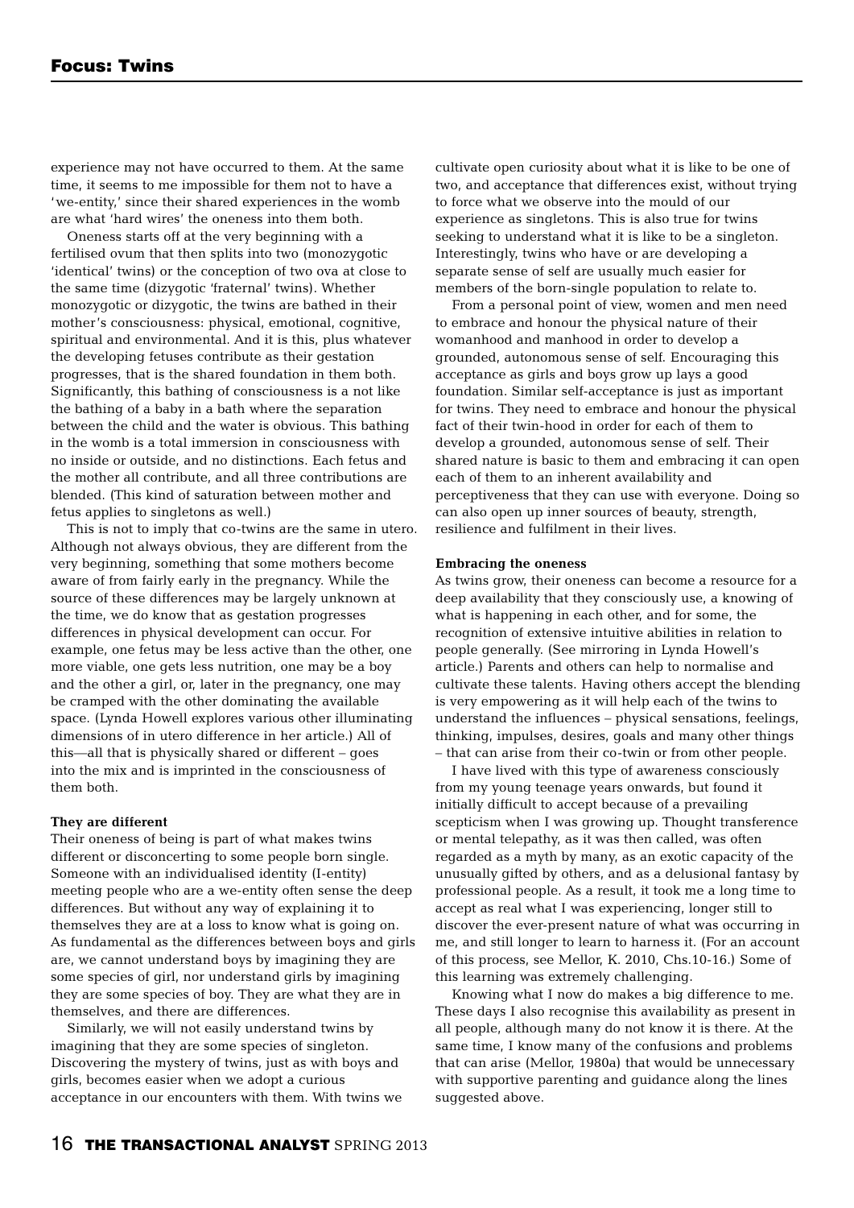experience may not have occurred to them. At the same time, it seems to me impossible for them not to have a 'we-entity,' since their shared experiences in the womb are what 'hard wires' the oneness into them both.

Oneness starts off at the very beginning with a fertilised ovum that then splits into two (monozygotic 'identical' twins) or the conception of two ova at close to the same time (dizygotic 'fraternal' twins). Whether monozygotic or dizygotic, the twins are bathed in their mother's consciousness: physical, emotional, cognitive, spiritual and environmental. And it is this, plus whatever the developing fetuses contribute as their gestation progresses, that is the shared foundation in them both. Significantly, this bathing of consciousness is a not like the bathing of a baby in a bath where the separation between the child and the water is obvious. This bathing in the womb is a total immersion in consciousness with no inside or outside, and no distinctions. Each fetus and the mother all contribute, and all three contributions are blended. (This kind of saturation between mother and fetus applies to singletons as well.)

This is not to imply that co-twins are the same in utero. Although not always obvious, they are different from the very beginning, something that some mothers become aware of from fairly early in the pregnancy. While the source of these differences may be largely unknown at the time, we do know that as gestation progresses differences in physical development can occur. For example, one fetus may be less active than the other, one more viable, one gets less nutrition, one may be a boy and the other a girl, or, later in the pregnancy, one may be cramped with the other dominating the available space. (Lynda Howell explores various other illuminating dimensions of in utero difference in her article.) All of this—all that is physically shared or different – goes into the mix and is imprinted in the consciousness of them both.

**They are different**

Their oneness of being is part of what makes twins different or disconcerting to some people born single. Someone with an individualised identity (I-entity) meeting people who are a we-entity often sense the deep differences. But without any way of explaining it to themselves they are at a loss to know what is going on. As fundamental as the differences between boys and girls are, we cannot understand boys by imagining they are some species of girl, nor understand girls by imagining they are some species of boy. They are what they are in themselves, and there are differences.

Similarly, we will not easily understand twins by imagining that they are some species of singleton. Discovering the mystery of twins, just as with boys and girls, becomes easier when we adopt a curious acceptance in our encounters with them. With twins we cultivate open curiosity about what it is like to be one of two, and acceptance that differences exist, without trying to force what we observe into the mould of our experience as singletons. This is also true for twins seeking to understand what it is like to be a singleton. Interestingly, twins who have or are developing a separate sense of self are usually much easier for members of the born-single population to relate to.

From a personal point of view, women and men need to embrace and honour the physical nature of their womanhood and manhood in order to develop a grounded, autonomous sense of self. Encouraging this acceptance as girls and boys grow up lays a good foundation. Similar self-acceptance is just as important for twins. They need to embrace and honour the physical fact of their twin-hood in order for each of them to develop a grounded, autonomous sense of self. Their shared nature is basic to them and embracing it can open each of them to an inherent availability and perceptiveness that they can use with everyone. Doing so can also open up inner sources of beauty, strength, resilience and fulfilment in their lives.

**Embracing the oneness**

As twins grow, their oneness can become a resource for a deep availability that they consciously use, a knowing of what is happening in each other, and for some, the recognition of extensive intuitive abilities in relation to people generally. (See mirroring in Lynda Howell's article.) Parents and others can help to normalise and cultivate these talents. Having others accept the blending is very empowering as it will help each of the twins to understand the influences – physical sensations, feelings, thinking, impulses, desires, goals and many other things – that can arise from their co-twin or from other people.

I have lived with this type of awareness consciously from my young teenage years onwards, but found it initially difficult to accept because of a prevailing scepticism when I was growing up. Thought transference or mental telepathy, as it was then called, was often regarded as a myth by many, as an exotic capacity of the unusually gifted by others, and as a delusional fantasy by professional people. As a result, it took me a long time to accept as real what I was experiencing, longer still to discover the ever-present nature of what was occurring in me, and still longer to learn to harness it. (For an account of this process, see Mellor, K. 2010, Chs.10-16.) Some of this learning was extremely challenging.

Knowing what I now do makes a big difference to me. These days I also recognise this availability as present in all people, although many do not know it is there. At the same time, I know many of the confusions and problems that can arise (Mellor, 1980a) that would be unnecessary with supportive parenting and guidance along the lines suggested above.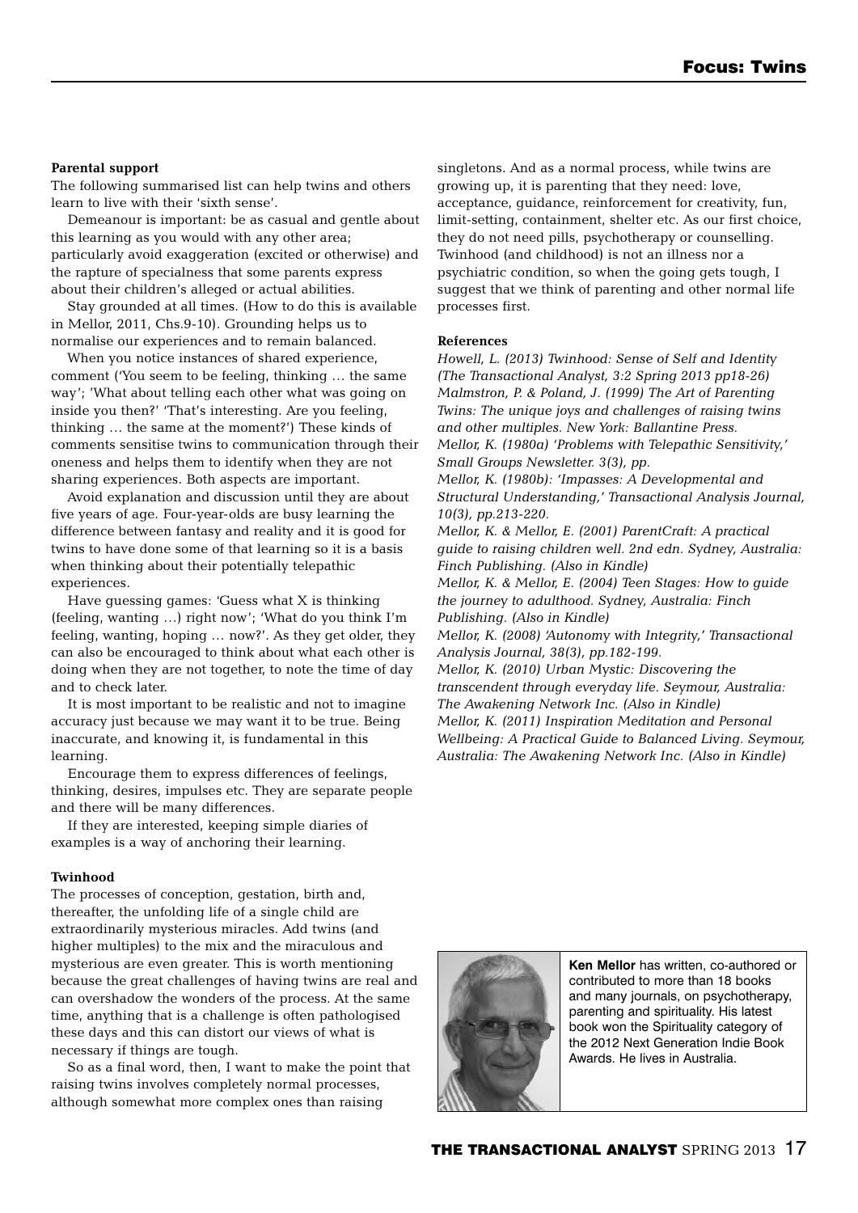**Parental support**

The following summarised list can help twins and others learn to live with their 'sixth sense'.

Demeanour is important: be as casual and gentle about this learning as you would with any other area; particularly avoid exaggeration (excited or otherwise) and the rapture of specialness that some parents express about their children's alleged or actual abilities.

Stay grounded at all times. (How to do this is available in Mellor, 2011, Chs.9-10). Grounding helps us to normalise our experiences and to remain balanced.

When you notice instances of shared experience, comment ('You seem to be feeling, thinking … the same way'; 'What about telling each other what was going on inside you then?' 'That's interesting. Are you feeling, thinking … the same at the moment?') These kinds of comments sensitise twins to communication through their oneness and helps them to identify when they are not sharing experiences. Both aspects are important.

Avoid explanation and discussion until they are about five years of age. Four-year-olds are busy learning the difference between fantasy and reality and it is good for twins to have done some of that learning so it is a basis when thinking about their potentially telepathic experiences.

Have guessing games: 'Guess what X is thinking (feeling, wanting …) right now'; 'What do you think I'm feeling, wanting, hoping … now?'. As they get older, they can also be encouraged to think about what each other is doing when they are not together, to note the time of day and to check later.

It is most important to be realistic and not to imagine accuracy just because we may want it to be true. Being inaccurate, and knowing it, is fundamental in this learning.

Encourage them to express differences of feelings, thinking, desires, impulses etc. They are separate people and there will be many differences.

If they are interested, keeping simple diaries of examples is a way of anchoring their learning.

**Twinhood**

The processes of conception, gestation, birth and, thereafter, the unfolding life of a single child are extraordinarily mysterious miracles. Add twins (and higher multiples) to the mix and the miraculous and mysterious are even greater. This is worth mentioning because the great challenges of having twins are real and can overshadow the wonders of the process. At the same time, anything that is a challenge is often pathologised these days and this can distort our views of what is necessary if things are tough.

So as a final word, then, I want to make the point that raising twins involves completely normal processes, although somewhat more complex ones than raising singletons. And as a normal process, while twins are growing up, it is parenting that they need: love, acceptance, guidance, reinforcement for creativity, fun, limit-setting, containment, shelter etc. As our first choice, they do not need pills, psychotherapy or counselling. Twinhood (and childhood) is not an illness nor a psychiatric condition, so when the going gets tough, I suggest that we think of parenting and other normal life processes first.

**References**

*Howell, L. (2013) Twinhood: Sense of Self and Identity (The Transactional Analyst, 3:2 Spring 2013 pp18-26)*

*Malmstron, P. & Poland, J. (1999) The Art of Parenting Twins: The unique joys and challenges of raising twins and other multiples. New York: Ballantine Press.*

*Mellor, K. (1980a) 'Problems with Telepathic Sensitivity,' Small Groups Newsletter. 3(3), pp.*

*Mellor, K. (1980b): 'Impasses: A Developmental and Structural Understanding,' Transactional Analysis Journal, 10(3), pp.213-220.*

*Mellor, K. & Mellor, E. (2001) ParentCraft: A practical guide to raising children well. 2nd edn. Sydney, Australia: Finch Publishing. (Also in Kindle)*

*Mellor, K. & Mellor, E. (2004) Teen Stages: How to guide the journey to adulthood. Sydney, Australia: Finch Publishing. (Also in Kindle)*

*Mellor, K. (2008) 'Autonomy with Integrity,' Transactional Analysis Journal, 38(3), pp.182-199.*

*Mellor, K. (2010) Urban Mystic: Discovering the transcendent through everyday life. Seymour, Australia: The Awakening Network Inc. (Also in Kindle)*

*Mellor, K. (2011) Inspiration Meditation and Personal Wellbeing: A Practical Guide to Balanced Living. Seymour, Australia: The Awakening Network Inc. (Also in Kindle)*

**Ken Mellor** has written, co-authored or contributed to more than 18 books and many journals, on psychotherapy, parenting and spirituality. His latest book won the Spirituality category of the 2012 Next Generation Indie Book Awards. He lives in Australia.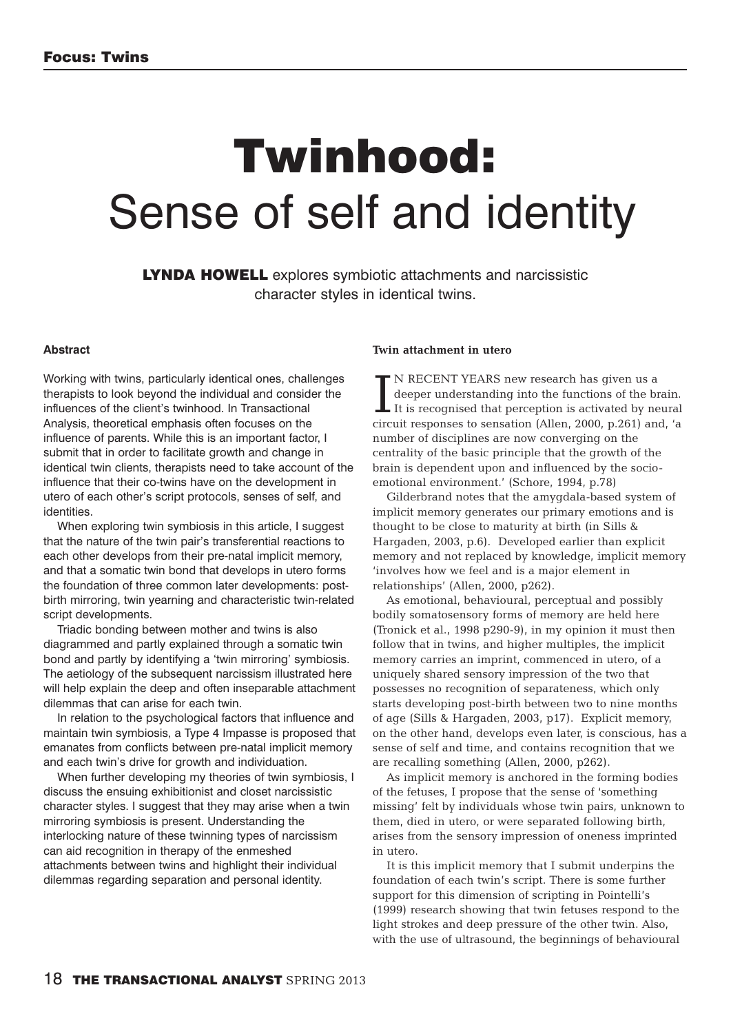Focus: Twins

# Twinhood: Sense of self and identity

**LYNDA HOWELL** explores symbiotic attachments and narcissistic character styles in identical twins.

### Abstract

Working with twins, particularly identical ones, challenges therapists to look beyond the individual and consider the influences of the client's twinhood. In Transactional Analysis, theoretical emphasis often focuses on the influence of parents. While this is an important factor, I submit that in order to facilitate growth and change in identical twin clients, therapists need to take account of the influence that their co-twins have on the development in utero of each other's script protocols, senses of self, and identities.

When exploring twin symbiosis in this article, I suggest that the nature of the twin pair's transferential reactions to each other develops from their pre-natal implicit memory, and that a somatic twin bond that develops in utero forms the foundation of three common later developments: post-birth mirroring, twin yearning and characteristic twin-related script developments.

Triadic bonding between mother and twins is also diagrammed and partly explained through a somatic twin bond and partly by identifying a 'twin mirroring' symbiosis. The aetiology of the subsequent narcissism illustrated here will help explain the deep and often inseparable attachment dilemmas that can arise for each twin.

In relation to the psychological factors that influence and maintain twin symbiosis, a Type 4 Impasse is proposed that emanates from conflicts between pre-natal implicit memory and each twin's drive for growth and individuation.

When further developing my theories of twin symbiosis, I discuss the ensuing exhibitionist and closet narcissistic character styles. I suggest that they may arise when a twin mirroring symbiosis is present. Understanding the interlocking nature of these twinning types of narcissism can aid recognition in therapy of the enmeshed attachments between twins and highlight their individual dilemmas regarding separation and personal identity.

### Twin attachment in utero

IN RECENT YEARS new research has given us a deeper understanding into the functions of the brain. It is recognised that perception is activated by neural circuit responses to sensation (Allen, 2000, p.261) and, 'a number of disciplines are now converging on the centrality of the basic principle that the growth of the brain is dependent upon and influenced by the socio-emotional environment.' (Schore, 1994, p.78)

Gilderbrand notes that the amygdala-based system of implicit memory generates our primary emotions and is thought to be close to maturity at birth (in Sills & Hargaden, 2003, p.6). Developed earlier than explicit memory and not replaced by knowledge, implicit memory 'involves how we feel and is a major element in relationships' (Allen, 2000, p262).

As emotional, behavioural, perceptual and possibly bodily somatosensory forms of memory are held here (Tronick et al., 1998 p290-9), in my opinion it must then follow that in twins, and higher multiples, the implicit memory carries an imprint, commenced in utero, of a uniquely shared sensory impression of the two that possesses no recognition of separateness, which only starts developing post-birth between two to nine months of age (Sills & Hargaden, 2003, p17). Explicit memory, on the other hand, develops even later, is conscious, has a sense of self and time, and contains recognition that we are recalling something (Allen, 2000, p262).

As implicit memory is anchored in the forming bodies of the fetuses, I propose that the sense of 'something missing' felt by individuals whose twin pairs, unknown to them, died in utero, or were separated following birth, arises from the sensory impression of oneness imprinted in utero.

It is this implicit memory that I submit underpins the foundation of each twin's script. There is some further support for this dimension of scripting in Pointelli's (1999) research showing that twin fetuses respond to the light strokes and deep pressure of the other twin. Also, with the use of ultrasound, the beginnings of behavioural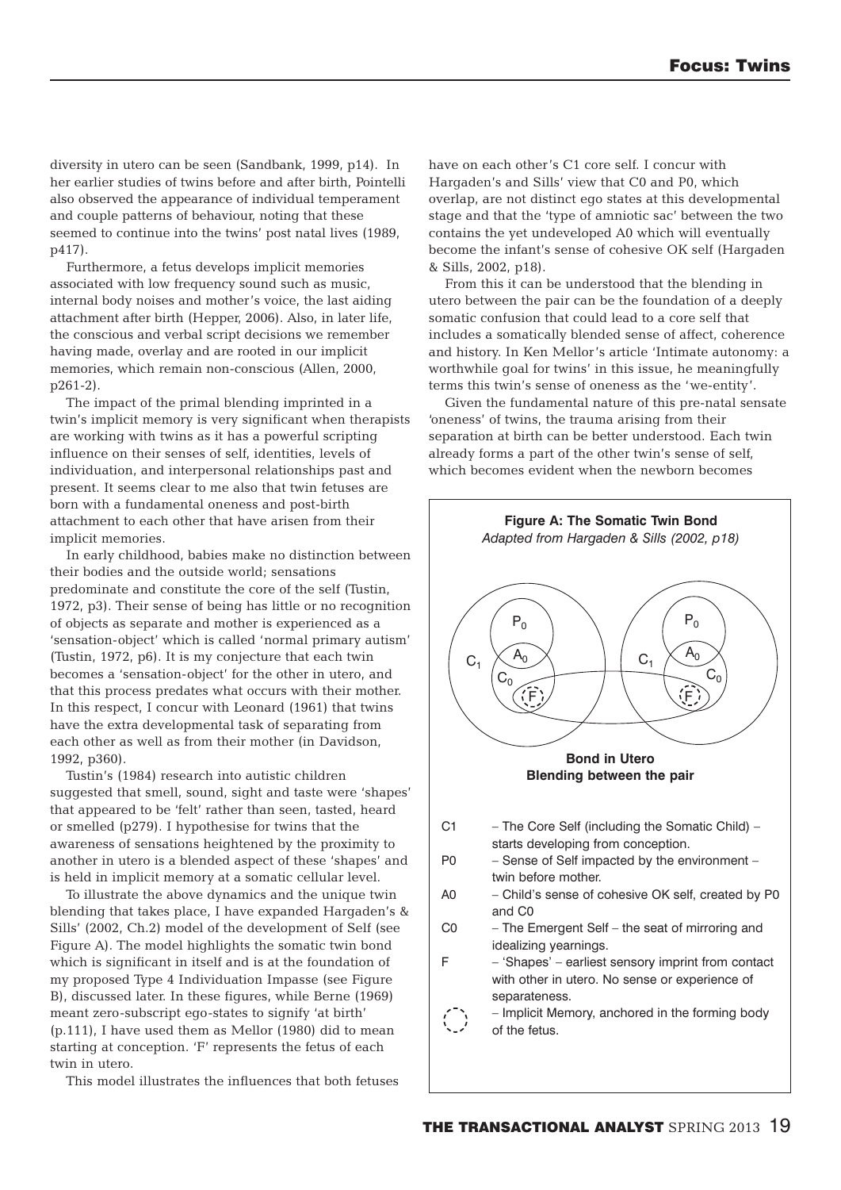diversity in utero can be seen (Sandbank, 1999, p14). In her earlier studies of twins before and after birth, Pointelli also observed the appearance of individual temperament and couple patterns of behaviour, noting that these seemed to continue into the twins' post natal lives (1989, p417).

Furthermore, a fetus develops implicit memories associated with low frequency sound such as music, internal body noises and mother's voice, the last aiding attachment after birth (Hepper, 2006). Also, in later life, the conscious and verbal script decisions we remember having made, overlay and are rooted in our implicit memories, which remain non-conscious (Allen, 2000, p261-2).

The impact of the primal blending imprinted in a twin's implicit memory is very significant when therapists are working with twins as it has a powerful scripting influence on their senses of self, identities, levels of individuation, and interpersonal relationships past and present. It seems clear to me also that twin fetuses are born with a fundamental oneness and post-birth attachment to each other that have arisen from their implicit memories.

In early childhood, babies make no distinction between their bodies and the outside world; sensations predominate and constitute the core of the self (Tustin, 1972, p3). Their sense of being has little or no recognition of objects as separate and mother is experienced as a 'sensation-object' which is called 'normal primary autism' (Tustin, 1972, p6). It is my conjecture that each twin becomes a 'sensation-object' for the other in utero, and that this process predates what occurs with their mother. In this respect, I concur with Leonard (1961) that twins have the extra developmental task of separating from each other as well as from their mother (in Davidson, 1992, p360).

Tustin's (1984) research into autistic children suggested that smell, sound, sight and taste were 'shapes' that appeared to be 'felt' rather than seen, tasted, heard or smelled (p279). I hypothesise for twins that the awareness of sensations heightened by the proximity to another in utero is a blended aspect of these 'shapes' and is held in implicit memory at a somatic cellular level.

To illustrate the above dynamics and the unique twin blending that takes place, I have expanded Hargaden's & Sills' (2002, Ch.2) model of the development of Self (see Figure A). The model highlights the somatic twin bond which is significant in itself and is at the foundation of my proposed Type 4 Individuation Impasse (see Figure B), discussed later. In these figures, while Berne (1969) meant zero-subscript ego-states to signify 'at birth' (p.111), I have used them as Mellor (1980) did to mean starting at conception. 'F' represents the fetus of each twin in utero.

This model illustrates the influences that both fetuses have on each other's C1 core self. I concur with Hargaden's and Sills' view that C0 and P0, which overlap, are not distinct ego states at this developmental stage and that the 'type of amniotic sac' between the two contains the yet undeveloped A0 which will eventually become the infant's sense of cohesive OK self (Hargaden & Sills, 2002, p18).

From this it can be understood that the blending in utero between the pair can be the foundation of a deeply somatic confusion that could lead to a core self that includes a somatically blended sense of affect, coherence and history. In Ken Mellor's article 'Intimate autonomy: a worthwhile goal for twins' in this issue, he meaningfully terms this twin's sense of oneness as the 'we-entity'.

Given the fundamental nature of this pre-natal sensate 'oneness' of twins, the trauma arising from their separation at birth can be better understood. Each twin already forms a part of the other twin's sense of self, which becomes evident when the newborn becomes

**Figure A: The Somatic Twin Bond**
*Adapted from Hargaden & Sills (2002, p18)*

$C_1$ $P_0$ $A_0$ $C_0$ F — $C_1$ $P_0$ $A_0$ $C_0$ F

**Bond in Utero**
**Blending between the pair**

- C1 – The Core Self (including the Somatic Child) – starts developing from conception.
- P0 – Sense of Self impacted by the environment – twin before mother.
- A0 – Child's sense of cohesive OK self, created by P0 and C0
- C0 – The Emergent Self – the seat of mirroring and idealizing yearnings.
- F – 'Shapes' – earliest sensory imprint from contact with other in utero. No sense or experience of separateness.
- (dashed circle) – Implicit Memory, anchored in the forming body of the fetus.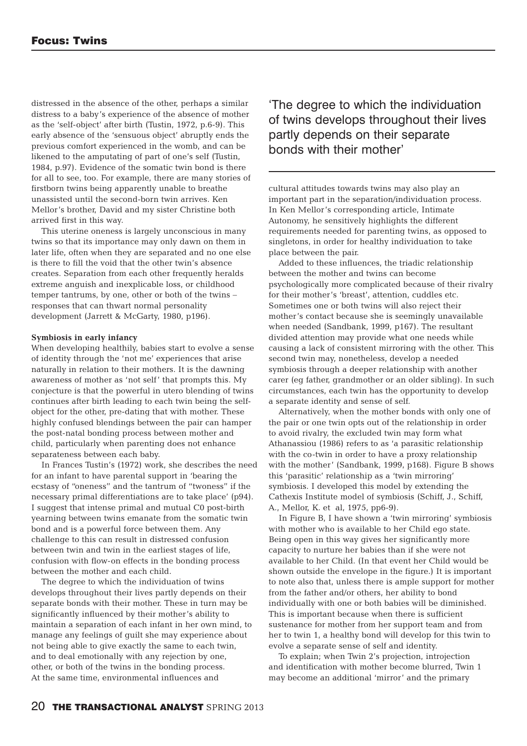distressed in the absence of the other, perhaps a similar distress to a baby's experience of the absence of mother as the 'self-object' after birth (Tustin, 1972, p.6-9). This early absence of the 'sensuous object' abruptly ends the previous comfort experienced in the womb, and can be likened to the amputating of part of one's self (Tustin, 1984, p.97). Evidence of the somatic twin bond is there for all to see, too. For example, there are many stories of firstborn twins being apparently unable to breathe unassisted until the second-born twin arrives. Ken Mellor's brother, David and my sister Christine both arrived first in this way.

This uterine oneness is largely unconscious in many twins so that its importance may only dawn on them in later life, often when they are separated and no one else is there to fill the void that the other twin's absence creates. Separation from each other frequently heralds extreme anguish and inexplicable loss, or childhood temper tantrums, by one, other or both of the twins – responses that can thwart normal personality development (Jarrett & McGarty, 1980, p196).

**Symbiosis in early infancy**

When developing healthily, babies start to evolve a sense of identity through the 'not me' experiences that arise naturally in relation to their mothers. It is the dawning awareness of mother as 'not self' that prompts this. My conjecture is that the powerful in utero blending of twins continues after birth leading to each twin being the self-object for the other, pre-dating that with mother. These highly confused blendings between the pair can hamper the post-natal bonding process between mother and child, particularly when parenting does not enhance separateness between each baby.

In Frances Tustin's (1972) work, she describes the need for an infant to have parental support in 'bearing the ecstasy of "oneness" and the tantrum of "twoness" if the necessary primal differentiations are to take place' (p94). I suggest that intense primal and mutual C0 post-birth yearning between twins emanate from the somatic twin bond and is a powerful force between them. Any challenge to this can result in distressed confusion between twin and twin in the earliest stages of life, confusion with flow-on effects in the bonding process between the mother and each child.

The degree to which the individuation of twins develops throughout their lives partly depends on their separate bonds with their mother. These in turn may be significantly influenced by their mother's ability to maintain a separation of each infant in her own mind, to manage any feelings of guilt she may experience about not being able to give exactly the same to each twin, and to deal emotionally with any rejection by one, other, or both of the twins in the bonding process. At the same time, environmental influences and cultural attitudes towards twins may also play an important part in the separation/individuation process. In Ken Mellor's corresponding article, Intimate Autonomy, he sensitively highlights the different requirements needed for parenting twins, as opposed to singletons, in order for healthy individuation to take place between the pair.

> 'The degree to which the individuation of twins develops throughout their lives partly depends on their separate bonds with their mother'

Added to these influences, the triadic relationship between the mother and twins can become psychologically more complicated because of their rivalry for their mother's 'breast', attention, cuddles etc. Sometimes one or both twins will also reject their mother's contact because she is seemingly unavailable when needed (Sandbank, 1999, p167). The resultant divided attention may provide what one needs while causing a lack of consistent mirroring with the other. This second twin may, nonetheless, develop a needed symbiosis through a deeper relationship with another carer (eg father, grandmother or an older sibling). In such circumstances, each twin has the opportunity to develop a separate identity and sense of self.

Alternatively, when the mother bonds with only one of the pair or one twin opts out of the relationship in order to avoid rivalry, the excluded twin may form what Athanassiou (1986) refers to as 'a parasitic relationship with the co-twin in order to have a proxy relationship with the mother' (Sandbank, 1999, p168). Figure B shows this 'parasitic' relationship as a 'twin mirroring' symbiosis. I developed this model by extending the Cathexis Institute model of symbiosis (Schiff, J., Schiff, A., Mellor, K. et al, 1975, pp6-9).

In Figure B, I have shown a 'twin mirroring' symbiosis with mother who is available to her Child ego state. Being open in this way gives her significantly more capacity to nurture her babies than if she were not available to her Child. (In that event her Child would be shown outside the envelope in the figure.) It is important to note also that, unless there is ample support for mother from the father and/or others, her ability to bond individually with one or both babies will be diminished. This is important because when there is sufficient sustenance for mother from her support team and from her to twin 1, a healthy bond will develop for this twin to evolve a separate sense of self and identity.

To explain; when Twin 2's projection, introjection and identification with mother become blurred, Twin 1 may become an additional 'mirror' and the primary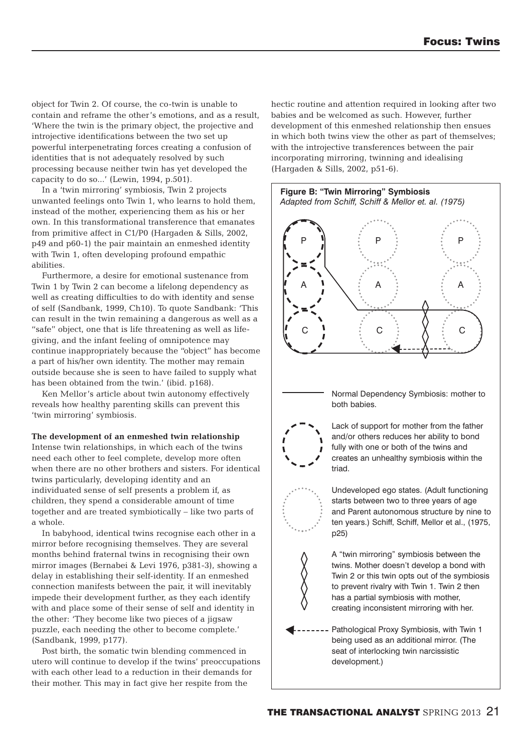object for Twin 2. Of course, the co-twin is unable to contain and reframe the other's emotions, and as a result, 'Where the twin is the primary object, the projective and introjective identifications between the two set up powerful interpenetrating forces creating a confusion of identities that is not adequately resolved by such processing because neither twin has yet developed the capacity to do so...' (Lewin, 1994, p.501).

In a 'twin mirroring' symbiosis, Twin 2 projects unwanted feelings onto Twin 1, who learns to hold them, instead of the mother, experiencing them as his or her own. In this transformational transference that emanates from primitive affect in C1/P0 (Hargaden & Sills, 2002, p49 and p60-1) the pair maintain an enmeshed identity with Twin 1, often developing profound empathic abilities.

Furthermore, a desire for emotional sustenance from Twin 1 by Twin 2 can become a lifelong dependency as well as creating difficulties to do with identity and sense of self (Sandbank, 1999, Ch10). To quote Sandbank: 'This can result in the twin remaining a dangerous as well as a "safe" object, one that is life threatening as well as life-giving, and the infant feeling of omnipotence may continue inappropriately because the "object" has become a part of his/her own identity. The mother may remain outside because she is seen to have failed to supply what has been obtained from the twin.' (ibid. p168).

Ken Mellor's article about twin autonomy effectively reveals how healthy parenting skills can prevent this 'twin mirroring' symbiosis.

**The development of an enmeshed twin relationship**

Intense twin relationships, in which each of the twins need each other to feel complete, develop more often when there are no other brothers and sisters. For identical twins particularly, developing identity and an individuated sense of self presents a problem if, as children, they spend a considerable amount of time together and are treated symbiotically – like two parts of a whole.

In babyhood, identical twins recognise each other in a mirror before recognising themselves. They are several months behind fraternal twins in recognising their own mirror images (Bernabei & Levi 1976, p381-3), showing a delay in establishing their self-identity. If an enmeshed connection manifests between the pair, it will inevitably impede their development further, as they each identify with and place some of their sense of self and identity in the other: 'They become like two pieces of a jigsaw puzzle, each needing the other to become complete.' (Sandbank, 1999, p177).

Post birth, the somatic twin blending commenced in utero will continue to develop if the twins' preoccupations with each other lead to a reduction in their demands for their mother. This may in fact give her respite from the hectic routine and attention required in looking after two babies and be welcomed as such. However, further development of this enmeshed relationship then ensues in which both twins view the other as part of themselves; with the introjective transferences between the pair incorporating mirroring, twinning and idealising (Hargaden & Sills, 2002, p51-6).

**Figure B: "Twin Mirroring" Symbiosis**
*Adapted from Schiff, Schiff & Mellor et. al. (1975)*

Normal Dependency Symbiosis: mother to both babies.

Lack of support for mother from the father and/or others reduces her ability to bond fully with one or both of the twins and creates an unhealthy symbiosis within the triad.

Undeveloped ego states. (Adult functioning starts between two to three years of age and Parent autonomous structure by nine to ten years.) Schiff, Schiff, Mellor et al., (1975, p25)

A "twin mirroring" symbiosis between the twins. Mother doesn't develop a bond with Twin 2 or this twin opts out of the symbiosis to prevent rivalry with Twin 1. Twin 2 then has a partial symbiosis with mother, creating inconsistent mirroring with her.

Pathological Proxy Symbiosis, with Twin 1 being used as an additional mirror. (The seat of interlocking twin narcissistic development.)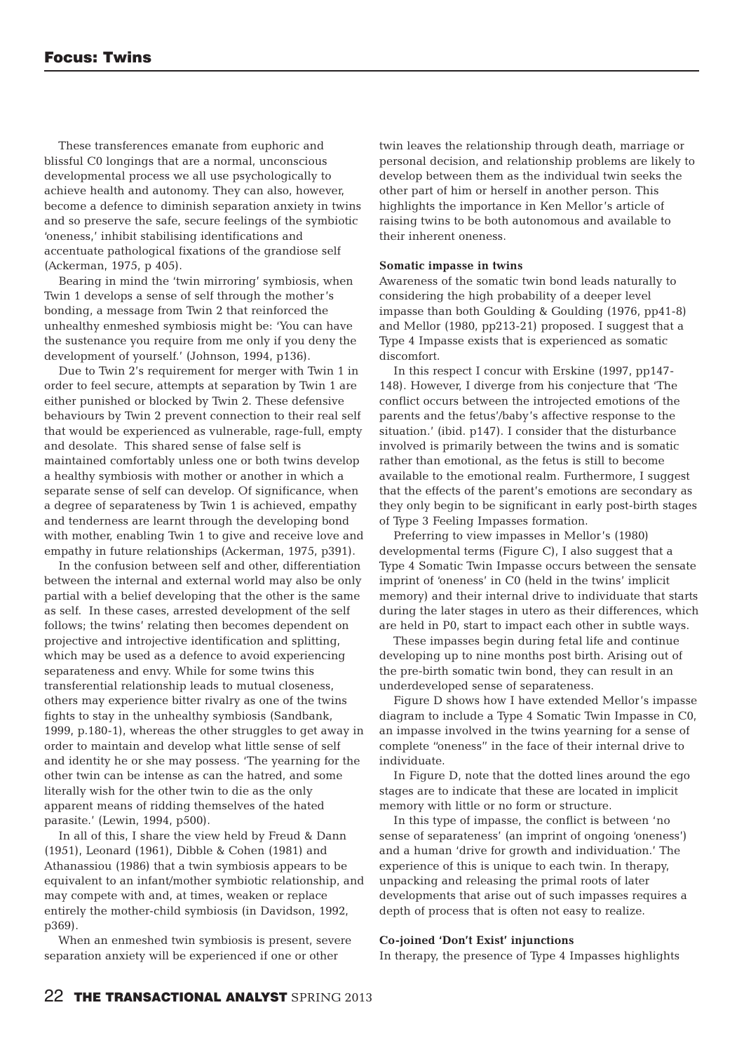These transferences emanate from euphoric and blissful C0 longings that are a normal, unconscious developmental process we all use psychologically to achieve health and autonomy. They can also, however, become a defence to diminish separation anxiety in twins and so preserve the safe, secure feelings of the symbiotic 'oneness,' inhibit stabilising identifications and accentuate pathological fixations of the grandiose self (Ackerman, 1975, p 405).

Bearing in mind the 'twin mirroring' symbiosis, when Twin 1 develops a sense of self through the mother's bonding, a message from Twin 2 that reinforced the unhealthy enmeshed symbiosis might be: 'You can have the sustenance you require from me only if you deny the development of yourself.' (Johnson, 1994, p136).

Due to Twin 2's requirement for merger with Twin 1 in order to feel secure, attempts at separation by Twin 1 are either punished or blocked by Twin 2. These defensive behaviours by Twin 2 prevent connection to their real self that would be experienced as vulnerable, rage-full, empty and desolate. This shared sense of false self is maintained comfortably unless one or both twins develop a healthy symbiosis with mother or another in which a separate sense of self can develop. Of significance, when a degree of separateness by Twin 1 is achieved, empathy and tenderness are learnt through the developing bond with mother, enabling Twin 1 to give and receive love and empathy in future relationships (Ackerman, 1975, p391).

In the confusion between self and other, differentiation between the internal and external world may also be only partial with a belief developing that the other is the same as self. In these cases, arrested development of the self follows; the twins' relating then becomes dependent on projective and introjective identification and splitting, which may be used as a defence to avoid experiencing separateness and envy. While for some twins this transferential relationship leads to mutual closeness, others may experience bitter rivalry as one of the twins fights to stay in the unhealthy symbiosis (Sandbank, 1999, p.180-1), whereas the other struggles to get away in order to maintain and develop what little sense of self and identity he or she may possess. 'The yearning for the other twin can be intense as can the hatred, and some literally wish for the other twin to die as the only apparent means of ridding themselves of the hated parasite.' (Lewin, 1994, p500).

In all of this, I share the view held by Freud & Dann (1951), Leonard (1961), Dibble & Cohen (1981) and Athanassiou (1986) that a twin symbiosis appears to be equivalent to an infant/mother symbiotic relationship, and may compete with and, at times, weaken or replace entirely the mother-child symbiosis (in Davidson, 1992, p369).

When an enmeshed twin symbiosis is present, severe separation anxiety will be experienced if one or other twin leaves the relationship through death, marriage or personal decision, and relationship problems are likely to develop between them as the individual twin seeks the other part of him or herself in another person. This highlights the importance in Ken Mellor's article of raising twins to be both autonomous and available to their inherent oneness.

### Somatic impasse in twins

Awareness of the somatic twin bond leads naturally to considering the high probability of a deeper level impasse than both Goulding & Goulding (1976, pp41-8) and Mellor (1980, pp213-21) proposed. I suggest that a Type 4 Impasse exists that is experienced as somatic discomfort.

In this respect I concur with Erskine (1997, pp147-148). However, I diverge from his conjecture that 'The conflict occurs between the introjected emotions of the parents and the fetus'/baby's affective response to the situation.' (ibid. p147). I consider that the disturbance involved is primarily between the twins and is somatic rather than emotional, as the fetus is still to become available to the emotional realm. Furthermore, I suggest that the effects of the parent's emotions are secondary as they only begin to be significant in early post-birth stages of Type 3 Feeling Impasses formation.

Preferring to view impasses in Mellor's (1980) developmental terms (Figure C), I also suggest that a Type 4 Somatic Twin Impasse occurs between the sensate imprint of 'oneness' in C0 (held in the twins' implicit memory) and their internal drive to individuate that starts during the later stages in utero as their differences, which are held in P0, start to impact each other in subtle ways.

These impasses begin during fetal life and continue developing up to nine months post birth. Arising out of the pre-birth somatic twin bond, they can result in an underdeveloped sense of separateness.

Figure D shows how I have extended Mellor's impasse diagram to include a Type 4 Somatic Twin Impasse in C0, an impasse involved in the twins yearning for a sense of complete "oneness" in the face of their internal drive to individuate.

In Figure D, note that the dotted lines around the ego stages are to indicate that these are located in implicit memory with little or no form or structure.

In this type of impasse, the conflict is between 'no sense of separateness' (an imprint of ongoing 'oneness') and a human 'drive for growth and individuation.' The experience of this is unique to each twin. In therapy, unpacking and releasing the primal roots of later developments that arise out of such impasses requires a depth of process that is often not easy to realize.

### Co-joined 'Don't Exist' injunctions

In therapy, the presence of Type 4 Impasses highlights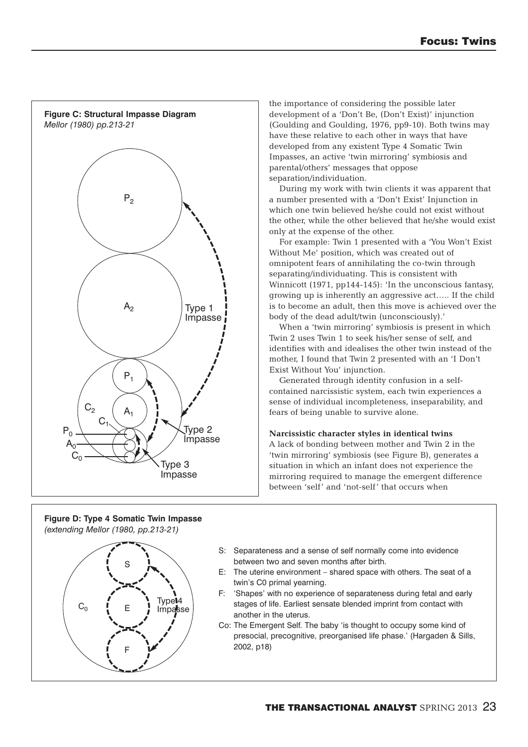**Figure C: Structural Impasse Diagram**
*Mellor (1980) pp.213-21*

$P_2$

$A_2$

Type 1 Impasse

$P_1$

$C_2$

$A_1$

$C_1$

$P_0$

$A_0$

$C_0$

Type 2 Impasse

Type 3 Impasse

the importance of considering the possible later development of a 'Don't Be, (Don't Exist)' injunction (Goulding and Goulding, 1976, pp9-10). Both twins may have these relative to each other in ways that have developed from any existent Type 4 Somatic Twin Impasses, an active 'twin mirroring' symbiosis and parental/others' messages that oppose separation/individuation.

During my work with twin clients it was apparent that a number presented with a 'Don't Exist' Injunction in which one twin believed he/she could not exist without the other, while the other believed that he/she would exist only at the expense of the other.

For example: Twin 1 presented with a 'You Won't Exist Without Me' position, which was created out of omnipotent fears of annihilating the co-twin through separating/individuating. This is consistent with Winnicott (1971, pp144-145): 'In the unconscious fantasy, growing up is inherently an aggressive act….. If the child is to become an adult, then this move is achieved over the body of the dead adult/twin (unconsciously).'

When a 'twin mirroring' symbiosis is present in which Twin 2 uses Twin 1 to seek his/her sense of self, and identifies with and idealises the other twin instead of the mother, I found that Twin 2 presented with an 'I Don't Exist Without You' injunction.

Generated through identity confusion in a self-contained narcissistic system, each twin experiences a sense of individual incompleteness, inseparability, and fears of being unable to survive alone.

**Narcissistic character styles in identical twins**

A lack of bonding between mother and Twin 2 in the 'twin mirroring' symbiosis (see Figure B), generates a situation in which an infant does not experience the mirroring required to manage the emergent difference between 'self' and 'not-self' that occurs when

**Figure D: Type 4 Somatic Twin Impasse**
*(extending Mellor (1980, pp.213-21)*

$C_0$

S

E

F

Type 4 Impasse

- S: Separateness and a sense of self normally come into evidence between two and seven months after birth.
- E: The uterine environment – shared space with others. The seat of a twin's C0 primal yearning.
- F: 'Shapes' with no experience of separateness during fetal and early stages of life. Earliest sensate blended imprint from contact with another in the uterus.
- Co: The Emergent Self. The baby 'is thought to occupy some kind of presocial, precognitive, preorganised life phase.' (Hargaden & Sills, 2002, p18)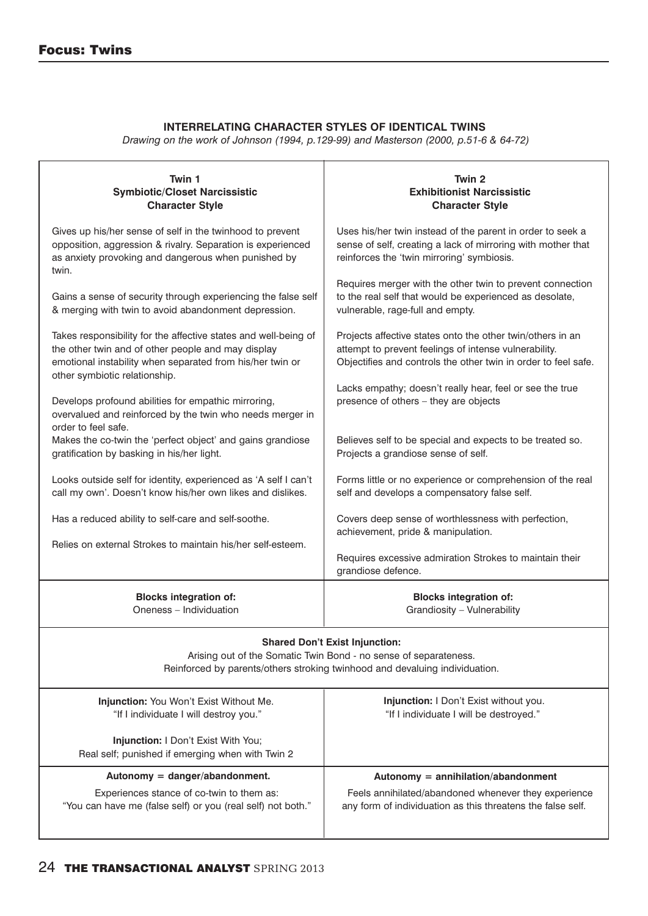**INTERRELATING CHARACTER STYLES OF IDENTICAL TWINS**

*Drawing on the work of Johnson (1994, p.129-99) and Masterson (2000, p.51-6 & 64-72)*

| **Twin 1**<br>**Symbiotic/Closet Narcissistic Character Style** | **Twin 2**<br>**Exhibitionist Narcissistic Character Style** |
|---|---|
| Gives up his/her sense of self in the twinhood to prevent opposition, aggression & rivalry. Separation is experienced as anxiety provoking and dangerous when punished by twin.<br><br>Gains a sense of security through experiencing the false self & merging with twin to avoid abandonment depression.<br><br>Takes responsibility for the affective states and well-being of the other twin and of other people and may display emotional instability when separated from his/her twin or other symbiotic relationship.<br><br>Develops profound abilities for empathic mirroring, overvalued and reinforced by the twin who needs merger in order to feel safe.<br>Makes the co-twin the 'perfect object' and gains grandiose gratification by basking in his/her light.<br><br>Looks outside self for identity, experienced as 'A self I can't call my own'. Doesn't know his/her own likes and dislikes.<br><br>Has a reduced ability to self-care and self-soothe.<br><br>Relies on external Strokes to maintain his/her self-esteem. | Uses his/her twin instead of the parent in order to seek a sense of self, creating a lack of mirroring with mother that reinforces the 'twin mirroring' symbiosis.<br><br>Requires merger with the other twin to prevent connection to the real self that would be experienced as desolate, vulnerable, rage-full and empty.<br><br>Projects affective states onto the other twin/others in an attempt to prevent feelings of intense vulnerability. Objectifies and controls the other twin in order to feel safe.<br><br>Lacks empathy; doesn't really hear, feel or see the true presence of others – they are objects<br><br>Believes self to be special and expects to be treated so. Projects a grandiose sense of self.<br><br>Forms little or no experience or comprehension of the real self and develops a compensatory false self.<br><br>Covers deep sense of worthlessness with perfection, achievement, pride & manipulation.<br><br>Requires excessive admiration Strokes to maintain their grandiose defence. |
| **Blocks integration of:**<br>Oneness – Individuation | **Blocks integration of:**<br>Grandiosity – Vulnerability |
| **Shared Don't Exist Injunction:**<br>Arising out of the Somatic Twin Bond - no sense of separateness.<br>Reinforced by parents/others stroking twinhood and devaluing individuation. | |
| **Injunction:** You Won't Exist Without Me.<br>"If I individuate I will destroy you."<br><br>**Injunction:** I Don't Exist With You;<br>Real self; punished if emerging when with Twin 2 | **Injunction:** I Don't Exist without you.<br>"If I individuate I will be destroyed." |
| **Autonomy = danger/abandonment.**<br>Experiences stance of co-twin to them as:<br>"You can have me (false self) or you (real self) not both." | **Autonomy = annihilation/abandonment**<br>Feels annihilated/abandoned whenever they experience any form of individuation as this threatens the false self. |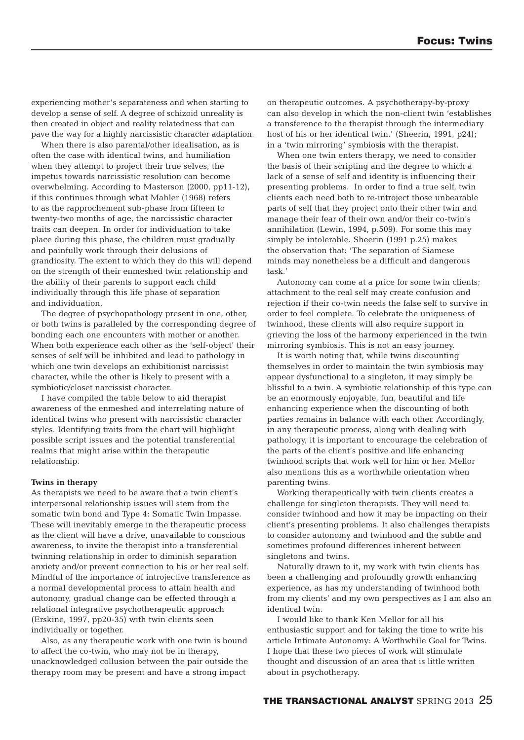experiencing mother's separateness and when starting to develop a sense of self. A degree of schizoid unreality is then created in object and reality relatedness that can pave the way for a highly narcissistic character adaptation.

When there is also parental/other idealisation, as is often the case with identical twins, and humiliation when they attempt to project their true selves, the impetus towards narcissistic resolution can become overwhelming. According to Masterson (2000, pp11-12), if this continues through what Mahler (1968) refers to as the rapprochement sub-phase from fifteen to twenty-two months of age, the narcissistic character traits can deepen. In order for individuation to take place during this phase, the children must gradually and painfully work through their delusions of grandiosity. The extent to which they do this will depend on the strength of their enmeshed twin relationship and the ability of their parents to support each child individually through this life phase of separation and individuation.

The degree of psychopathology present in one, other, or both twins is paralleled by the corresponding degree of bonding each one encounters with mother or another. When both experience each other as the 'self-object' their senses of self will be inhibited and lead to pathology in which one twin develops an exhibitionist narcissist character, while the other is likely to present with a symbiotic/closet narcissist character.

I have compiled the table below to aid therapist awareness of the enmeshed and interrelating nature of identical twins who present with narcissistic character styles. Identifying traits from the chart will highlight possible script issues and the potential transferential realms that might arise within the therapeutic relationship.

**Twins in therapy**

As therapists we need to be aware that a twin client's interpersonal relationship issues will stem from the somatic twin bond and Type 4: Somatic Twin Impasse. These will inevitably emerge in the therapeutic process as the client will have a drive, unavailable to conscious awareness, to invite the therapist into a transferential twinning relationship in order to diminish separation anxiety and/or prevent connection to his or her real self. Mindful of the importance of introjective transference as a normal developmental process to attain health and autonomy, gradual change can be effected through a relational integrative psychotherapeutic approach (Erskine, 1997, pp20-35) with twin clients seen individually or together.

Also, as any therapeutic work with one twin is bound to affect the co-twin, who may not be in therapy, unacknowledged collusion between the pair outside the therapy room may be present and have a strong impact on therapeutic outcomes. A psychotherapy-by-proxy can also develop in which the non-client twin 'establishes a transference to the therapist through the intermediary host of his or her identical twin.' (Sheerin, 1991, p24); in a 'twin mirroring' symbiosis with the therapist.

When one twin enters therapy, we need to consider the basis of their scripting and the degree to which a lack of a sense of self and identity is influencing their presenting problems. In order to find a true self, twin clients each need both to re-introject those unbearable parts of self that they project onto their other twin and manage their fear of their own and/or their co-twin's annihilation (Lewin, 1994, p.509). For some this may simply be intolerable. Sheerin (1991 p.25) makes the observation that: 'The separation of Siamese minds may nonetheless be a difficult and dangerous task.'

Autonomy can come at a price for some twin clients; attachment to the real self may create confusion and rejection if their co-twin needs the false self to survive in order to feel complete. To celebrate the uniqueness of twinhood, these clients will also require support in grieving the loss of the harmony experienced in the twin mirroring symbiosis. This is not an easy journey.

It is worth noting that, while twins discounting themselves in order to maintain the twin symbiosis may appear dysfunctional to a singleton, it may simply be blissful to a twin. A symbiotic relationship of this type can be an enormously enjoyable, fun, beautiful and life enhancing experience when the discounting of both parties remains in balance with each other. Accordingly, in any therapeutic process, along with dealing with pathology, it is important to encourage the celebration of the parts of the client's positive and life enhancing twinhood scripts that work well for him or her. Mellor also mentions this as a worthwhile orientation when parenting twins.

Working therapeutically with twin clients creates a challenge for singleton therapists. They will need to consider twinhood and how it may be impacting on their client's presenting problems. It also challenges therapists to consider autonomy and twinhood and the subtle and sometimes profound differences inherent between singletons and twins.

Naturally drawn to it, my work with twin clients has been a challenging and profoundly growth enhancing experience, as has my understanding of twinhood both from my clients' and my own perspectives as I am also an identical twin.

I would like to thank Ken Mellor for all his enthusiastic support and for taking the time to write his article Intimate Autonomy: A Worthwhile Goal for Twins. I hope that these two pieces of work will stimulate thought and discussion of an area that is little written about in psychotherapy.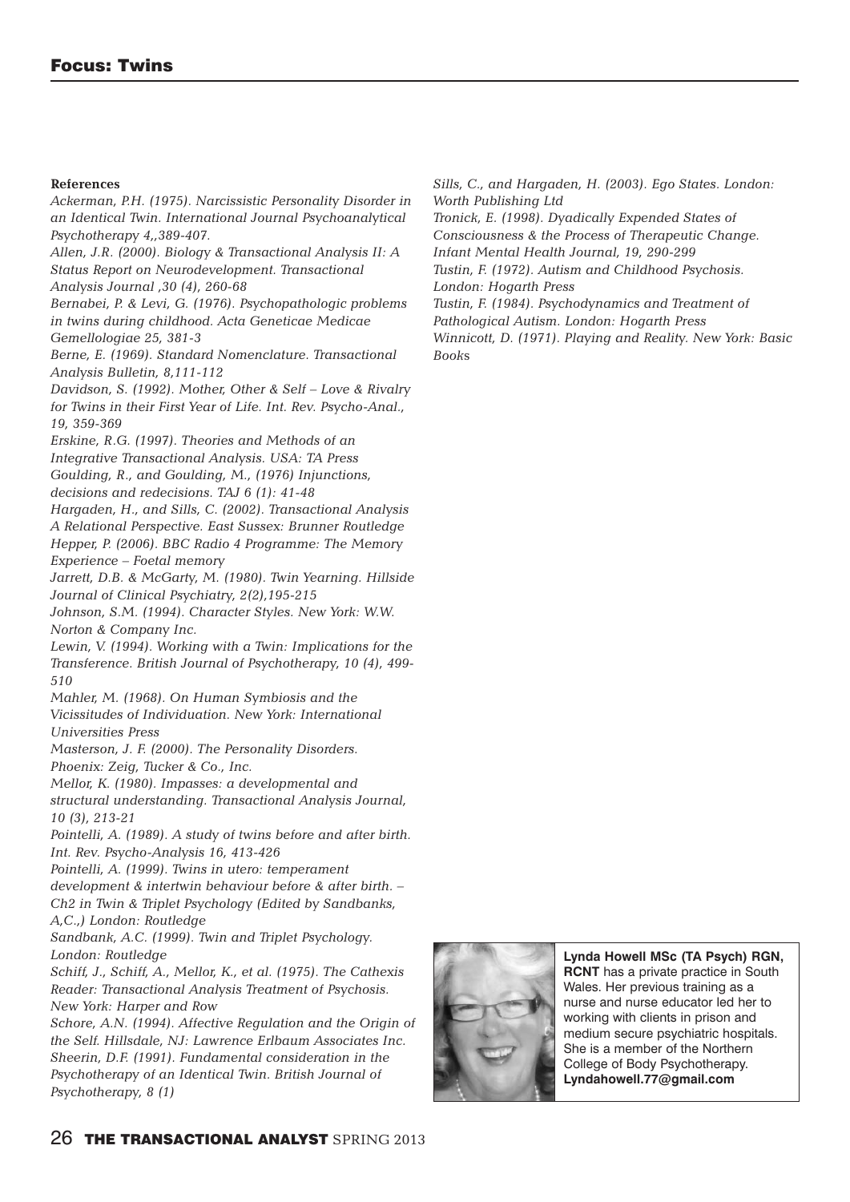**References**

*Ackerman, P.H. (1975). Narcissistic Personality Disorder in an Identical Twin. International Journal Psychoanalytical Psychotherapy 4,,389-407.*

*Allen, J.R. (2000). Biology & Transactional Analysis II: A Status Report on Neurodevelopment. Transactional Analysis Journal ,30 (4), 260-68*

*Bernabei, P. & Levi, G. (1976). Psychopathologic problems in twins during childhood. Acta Geneticae Medicae Gemellologiae 25, 381-3*

*Berne, E. (1969). Standard Nomenclature. Transactional Analysis Bulletin, 8,111-112*

*Davidson, S. (1992). Mother, Other & Self – Love & Rivalry for Twins in their First Year of Life. Int. Rev. Psycho-Anal., 19, 359-369*

*Erskine, R.G. (1997). Theories and Methods of an Integrative Transactional Analysis. USA: TA Press*

*Goulding, R., and Goulding, M., (1976) Injunctions, decisions and redecisions. TAJ 6 (1): 41-48*

*Hargaden, H., and Sills, C. (2002). Transactional Analysis A Relational Perspective. East Sussex: Brunner Routledge*

*Hepper, P. (2006). BBC Radio 4 Programme: The Memory Experience – Foetal memory*

*Jarrett, D.B. & McGarty, M. (1980). Twin Yearning. Hillside Journal of Clinical Psychiatry, 2(2),195-215*

*Johnson, S.M. (1994). Character Styles. New York: W.W. Norton & Company Inc.*

*Lewin, V. (1994). Working with a Twin: Implications for the Transference. British Journal of Psychotherapy, 10 (4), 499-510*

*Mahler, M. (1968). On Human Symbiosis and the Vicissitudes of Individuation. New York: International Universities Press*

*Masterson, J. F. (2000). The Personality Disorders. Phoenix: Zeig, Tucker & Co., Inc.*

*Mellor, K. (1980). Impasses: a developmental and structural understanding. Transactional Analysis Journal, 10 (3), 213-21*

*Pointelli, A. (1989). A study of twins before and after birth. Int. Rev. Psycho-Analysis 16, 413-426*

*Pointelli, A. (1999). Twins in utero: temperament development & intertwin behaviour before & after birth. – Ch2 in Twin & Triplet Psychology (Edited by Sandbanks, A,C.,) London: Routledge*

*Sandbank, A.C. (1999). Twin and Triplet Psychology. London: Routledge*

*Schiff, J., Schiff, A., Mellor, K., et al. (1975). The Cathexis Reader: Transactional Analysis Treatment of Psychosis. New York: Harper and Row*

*Schore, A.N. (1994). Affective Regulation and the Origin of the Self. Hillsdale, NJ: Lawrence Erlbaum Associates Inc.*

*Sheerin, D.F. (1991). Fundamental consideration in the Psychotherapy of an Identical Twin. British Journal of Psychotherapy, 8 (1)*

*Sills, C., and Hargaden, H. (2003). Ego States. London: Worth Publishing Ltd*

*Tronick, E. (1998). Dyadically Expended States of Consciousness & the Process of Therapeutic Change. Infant Mental Health Journal, 19, 290-299*

*Tustin, F. (1972). Autism and Childhood Psychosis. London: Hogarth Press*

*Tustin, F. (1984). Psychodynamics and Treatment of Pathological Autism. London: Hogarth Press*

*Winnicott, D. (1971). Playing and Reality. New York: Basic Books*

**Lynda Howell MSc (TA Psych) RGN, RCNT** has a private practice in South Wales. Her previous training as a nurse and nurse educator led her to working with clients in prison and medium secure psychiatric hospitals. She is a member of the Northern College of Body Psychotherapy. **Lyndahowell.77@gmail.com**